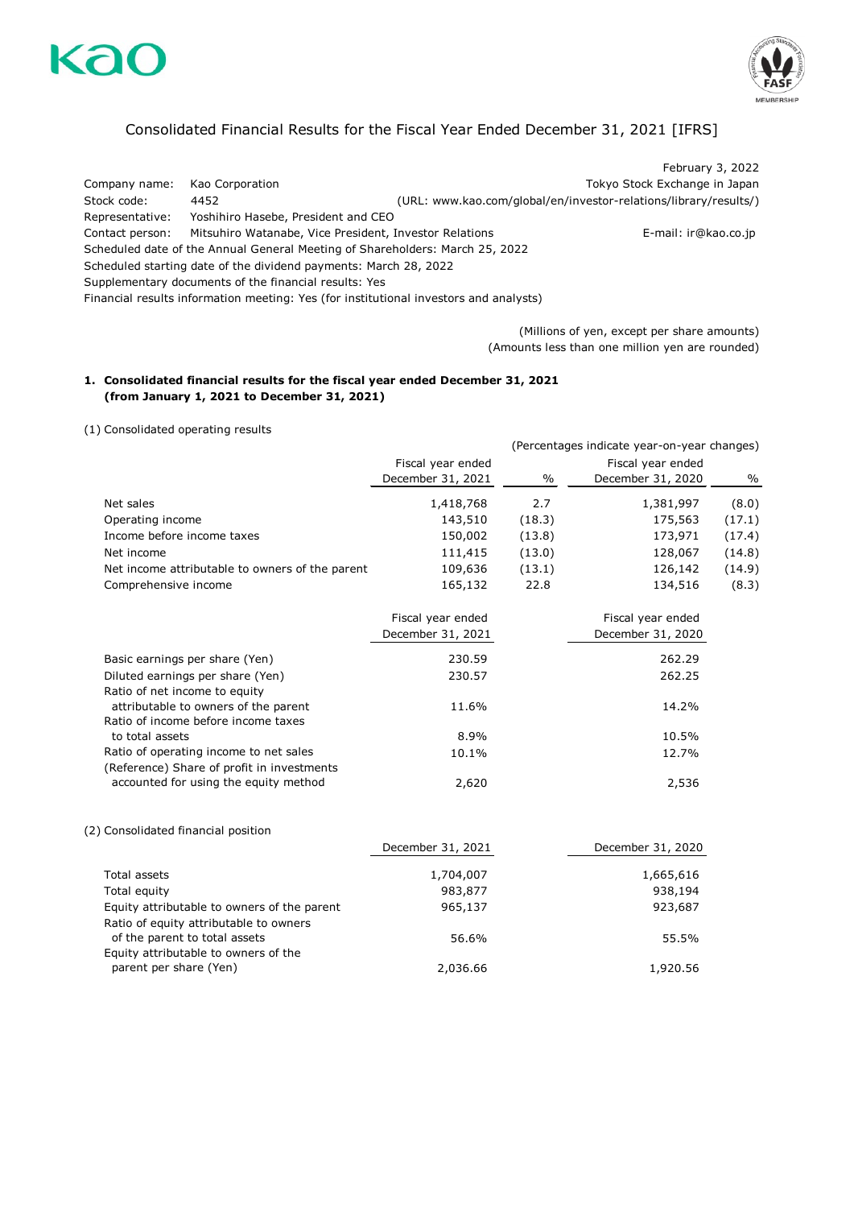# Consolidated Financial Results for the Fiscal Year Ended December 31, 2021 [IFRS]

February 3, 2022

| | | |
|---|---|---|
| Company name: | Kao Corporation | Tokyo Stock Exchange in Japan |
| Stock code: | 4452 | (URL: www.kao.com/global/en/investor-relations/library/results/) |
| Representative: | Yoshihiro Hasebe, President and CEO | |
| Contact person: | Mitsuhiro Watanabe, Vice President, Investor Relations | E-mail: ir@kao.co.jp |

Scheduled date of the Annual General Meeting of Shareholders: March 25, 2022
Scheduled starting date of the dividend payments: March 28, 2022
Supplementary documents of the financial results: Yes
Financial results information meeting: Yes (for institutional investors and analysts)

(Millions of yen, except per share amounts)
(Amounts less than one million yen are rounded)

## 1. Consolidated financial results for the fiscal year ended December 31, 2021 (from January 1, 2021 to December 31, 2021)

(1) Consolidated operating results

(Percentages indicate year-on-year changes)

| | Fiscal year ended December 31, 2021 | % | Fiscal year ended December 31, 2020 | % |
|---|---|---|---|---|
| Net sales | 1,418,768 | 2.7 | 1,381,997 | (8.0) |
| Operating income | 143,510 | (18.3) | 175,563 | (17.1) |
| Income before income taxes | 150,002 | (13.8) | 173,971 | (17.4) |
| Net income | 111,415 | (13.0) | 128,067 | (14.8) |
| Net income attributable to owners of the parent | 109,636 | (13.1) | 126,142 | (14.9) |
| Comprehensive income | 165,132 | 22.8 | 134,516 | (8.3) |

| | Fiscal year ended December 31, 2021 | Fiscal year ended December 31, 2020 |
|---|---|---|
| Basic earnings per share (Yen) | 230.59 | 262.29 |
| Diluted earnings per share (Yen) | 230.57 | 262.25 |
| Ratio of net income to equity attributable to owners of the parent | 11.6% | 14.2% |
| Ratio of income before income taxes to total assets | 8.9% | 10.5% |
| Ratio of operating income to net sales | 10.1% | 12.7% |
| (Reference) Share of profit in investments accounted for using the equity method | 2,620 | 2,536 |

(2) Consolidated financial position

| | December 31, 2021 | December 31, 2020 |
|---|---|---|
| Total assets | 1,704,007 | 1,665,616 |
| Total equity | 983,877 | 938,194 |
| Equity attributable to owners of the parent | 965,137 | 923,687 |
| Ratio of equity attributable to owners of the parent to total assets | 56.6% | 55.5% |
| Equity attributable to owners of the parent per share (Yen) | 2,036.66 | 1,920.56 |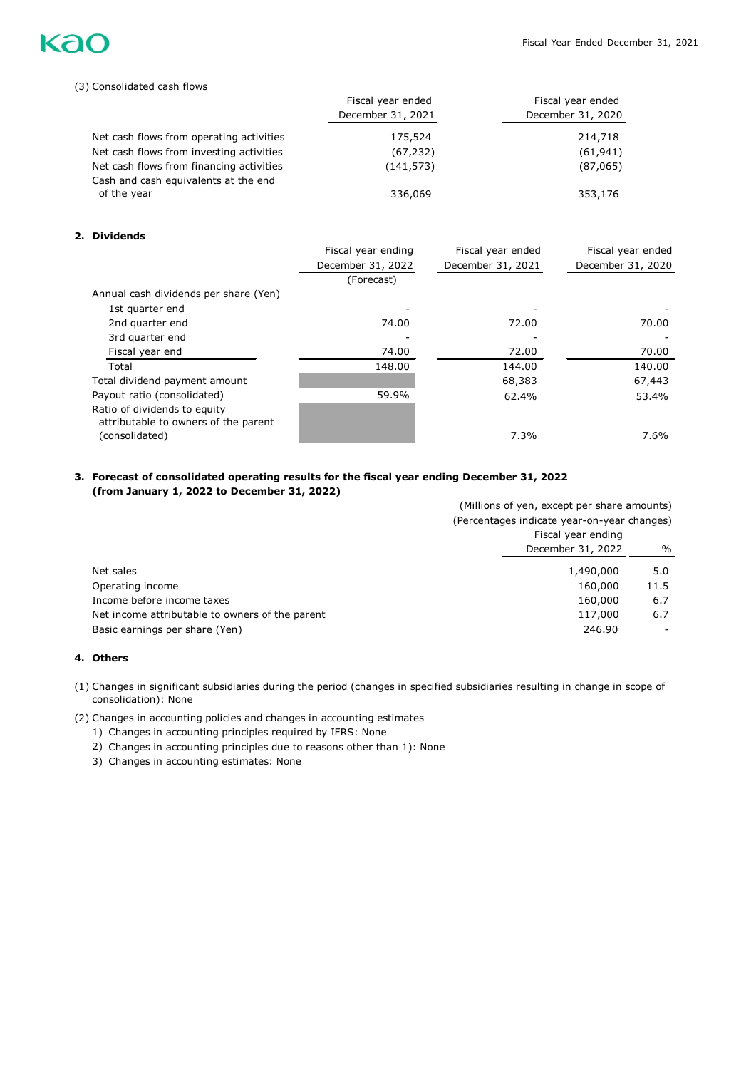(3) Consolidated cash flows

| | Fiscal year ended December 31, 2021 | Fiscal year ended December 31, 2020 |
|---|---|---|
| Net cash flows from operating activities | 175,524 | 214,718 |
| Net cash flows from investing activities | (67,232) | (61,941) |
| Net cash flows from financing activities | (141,573) | (87,065) |
| Cash and cash equivalents at the end of the year | 336,069 | 353,176 |

## 2. Dividends

| | Fiscal year ending December 31, 2022 (Forecast) | Fiscal year ended December 31, 2021 | Fiscal year ended December 31, 2020 |
|---|---|---|---|
| Annual cash dividends per share (Yen) | | | |
| 1st quarter end | - | - | - |
| 2nd quarter end | 74.00 | 72.00 | 70.00 |
| 3rd quarter end | - | - | - |
| Fiscal year end | 74.00 | 72.00 | 70.00 |
| Total | 148.00 | 144.00 | 140.00 |
| Total dividend payment amount | | 68,383 | 67,443 |
| Payout ratio (consolidated) | 59.9% | 62.4% | 53.4% |
| Ratio of dividends to equity attributable to owners of the parent (consolidated) | | 7.3% | 7.6% |

## 3. Forecast of consolidated operating results for the fiscal year ending December 31, 2022 (from January 1, 2022 to December 31, 2022)

(Millions of yen, except per share amounts)
(Percentages indicate year-on-year changes)

| | Fiscal year ending December 31, 2022 | % |
|---|---|---|
| Net sales | 1,490,000 | 5.0 |
| Operating income | 160,000 | 11.5 |
| Income before income taxes | 160,000 | 6.7 |
| Net income attributable to owners of the parent | 117,000 | 6.7 |
| Basic earnings per share (Yen) | 246.90 | - |

## 4. Others

(1) Changes in significant subsidiaries during the period (changes in specified subsidiaries resulting in change in scope of consolidation): None

(2) Changes in accounting policies and changes in accounting estimates

1) Changes in accounting principles required by IFRS: None
2) Changes in accounting principles due to reasons other than 1): None
3) Changes in accounting estimates: None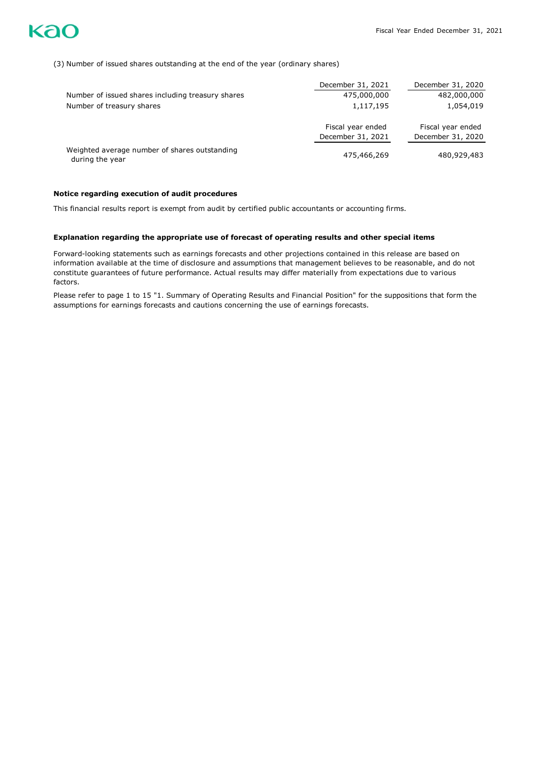(3) Number of issued shares outstanding at the end of the year (ordinary shares)

| | December 31, 2021 | December 31, 2020 |
|---|---|---|
| Number of issued shares including treasury shares | 475,000,000 | 482,000,000 |
| Number of treasury shares | 1,117,195 | 1,054,019 |

| | Fiscal year ended December 31, 2021 | Fiscal year ended December 31, 2020 |
|---|---|---|
| Weighted average number of shares outstanding during the year | 475,466,269 | 480,929,483 |

**Notice regarding execution of audit procedures**

This financial results report is exempt from audit by certified public accountants or accounting firms.

**Explanation regarding the appropriate use of forecast of operating results and other special items**

Forward-looking statements such as earnings forecasts and other projections contained in this release are based on information available at the time of disclosure and assumptions that management believes to be reasonable, and do not constitute guarantees of future performance. Actual results may differ materially from expectations due to various factors.

Please refer to page 1 to 15 "1. Summary of Operating Results and Financial Position" for the suppositions that form the assumptions for earnings forecasts and cautions concerning the use of earnings forecasts.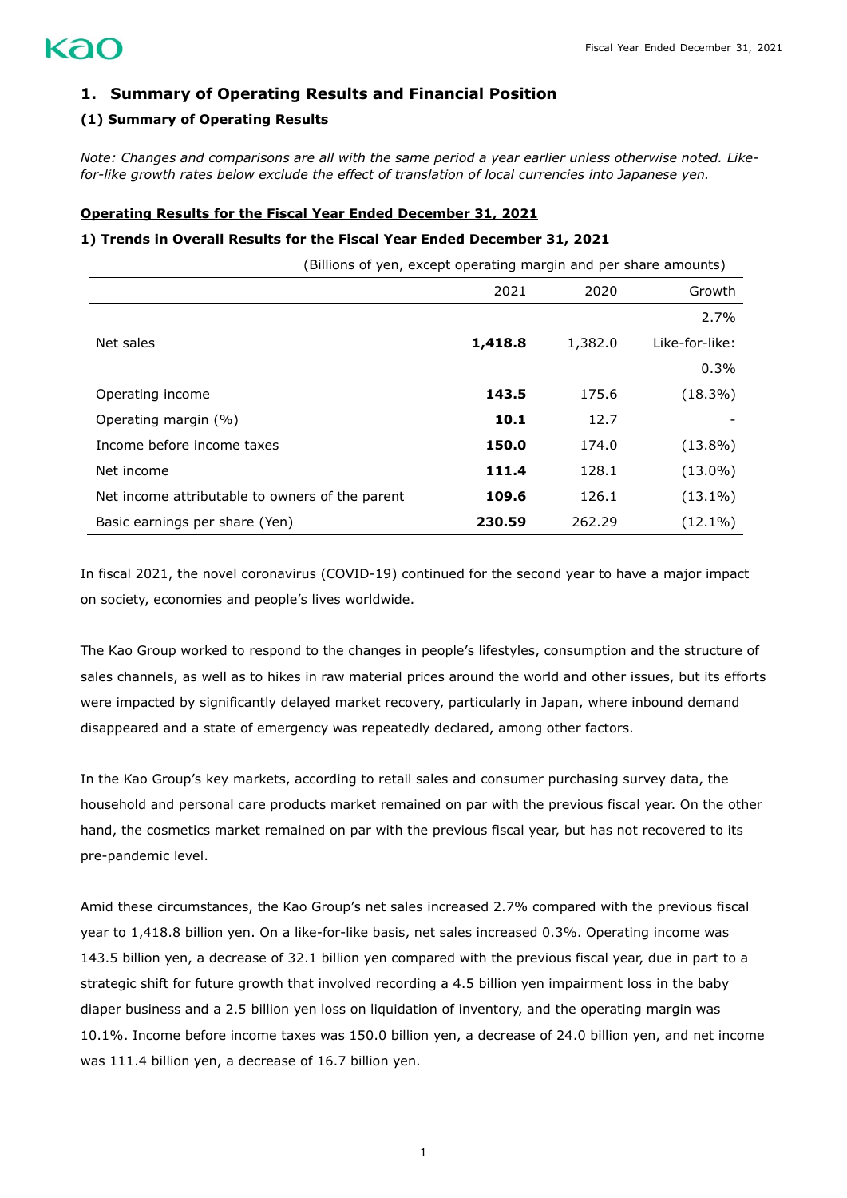## 1. Summary of Operating Results and Financial Position

### (1) Summary of Operating Results

*Note: Changes and comparisons are all with the same period a year earlier unless otherwise noted. Like-for-like growth rates below exclude the effect of translation of local currencies into Japanese yen.*

**Operating Results for the Fiscal Year Ended December 31, 2021**

**1) Trends in Overall Results for the Fiscal Year Ended December 31, 2021**

(Billions of yen, except operating margin and per share amounts)

| | 2021 | 2020 | Growth |
|---|---|---|---|
| Net sales | **1,418.8** | 1,382.0 | 2.7% Like-for-like: 0.3% |
| Operating income | **143.5** | 175.6 | (18.3%) |
| Operating margin (%) | **10.1** | 12.7 | - |
| Income before income taxes | **150.0** | 174.0 | (13.8%) |
| Net income | **111.4** | 128.1 | (13.0%) |
| Net income attributable to owners of the parent | **109.6** | 126.1 | (13.1%) |
| Basic earnings per share (Yen) | **230.59** | 262.29 | (12.1%) |

In fiscal 2021, the novel coronavirus (COVID-19) continued for the second year to have a major impact on society, economies and people's lives worldwide.

The Kao Group worked to respond to the changes in people's lifestyles, consumption and the structure of sales channels, as well as to hikes in raw material prices around the world and other issues, but its efforts were impacted by significantly delayed market recovery, particularly in Japan, where inbound demand disappeared and a state of emergency was repeatedly declared, among other factors.

In the Kao Group's key markets, according to retail sales and consumer purchasing survey data, the household and personal care products market remained on par with the previous fiscal year. On the other hand, the cosmetics market remained on par with the previous fiscal year, but has not recovered to its pre-pandemic level.

Amid these circumstances, the Kao Group's net sales increased 2.7% compared with the previous fiscal year to 1,418.8 billion yen. On a like-for-like basis, net sales increased 0.3%. Operating income was 143.5 billion yen, a decrease of 32.1 billion yen compared with the previous fiscal year, due in part to a strategic shift for future growth that involved recording a 4.5 billion yen impairment loss in the baby diaper business and a 2.5 billion yen loss on liquidation of inventory, and the operating margin was 10.1%. Income before income taxes was 150.0 billion yen, a decrease of 24.0 billion yen, and net income was 111.4 billion yen, a decrease of 16.7 billion yen.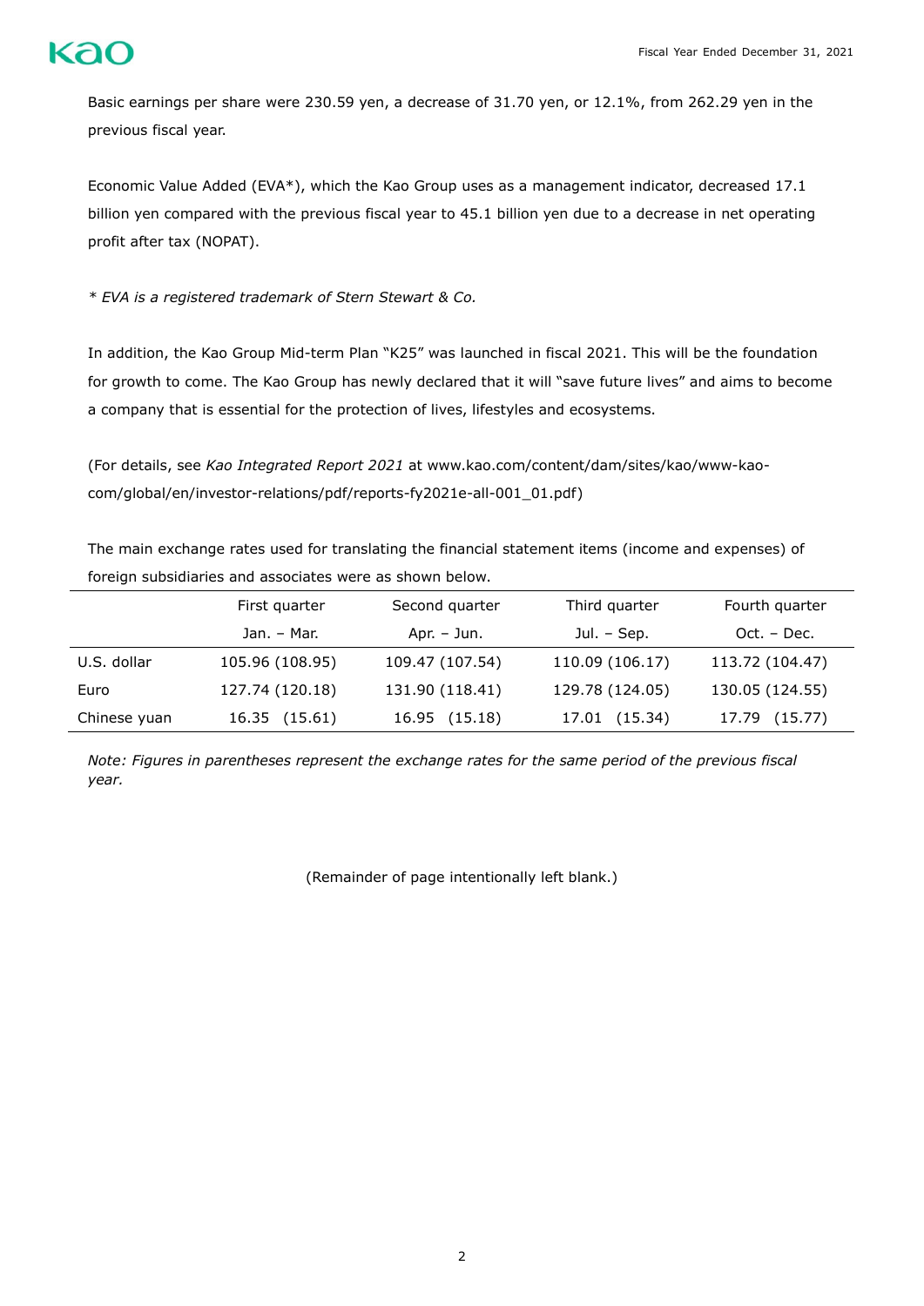Basic earnings per share were 230.59 yen, a decrease of 31.70 yen, or 12.1%, from 262.29 yen in the previous fiscal year.

Economic Value Added (EVA*), which the Kao Group uses as a management indicator, decreased 17.1 billion yen compared with the previous fiscal year to 45.1 billion yen due to a decrease in net operating profit after tax (NOPAT).

*\* EVA is a registered trademark of Stern Stewart & Co.*

In addition, the Kao Group Mid-term Plan "K25" was launched in fiscal 2021. This will be the foundation for growth to come. The Kao Group has newly declared that it will "save future lives" and aims to become a company that is essential for the protection of lives, lifestyles and ecosystems.

(For details, see *Kao Integrated Report 2021* at www.kao.com/content/dam/sites/kao/www-kao-com/global/en/investor-relations/pdf/reports-fy2021e-all-001_01.pdf)

The main exchange rates used for translating the financial statement items (income and expenses) of foreign subsidiaries and associates were as shown below.

| | First quarter<br>Jan. – Mar. | Second quarter<br>Apr. – Jun. | Third quarter<br>Jul. – Sep. | Fourth quarter<br>Oct. – Dec. |
|---|---|---|---|---|
| U.S. dollar | 105.96 (108.95) | 109.47 (107.54) | 110.09 (106.17) | 113.72 (104.47) |
| Euro | 127.74 (120.18) | 131.90 (118.41) | 129.78 (124.05) | 130.05 (124.55) |
| Chinese yuan | 16.35 (15.61) | 16.95 (15.18) | 17.01 (15.34) | 17.79 (15.77) |

*Note: Figures in parentheses represent the exchange rates for the same period of the previous fiscal year.*

(Remainder of page intentionally left blank.)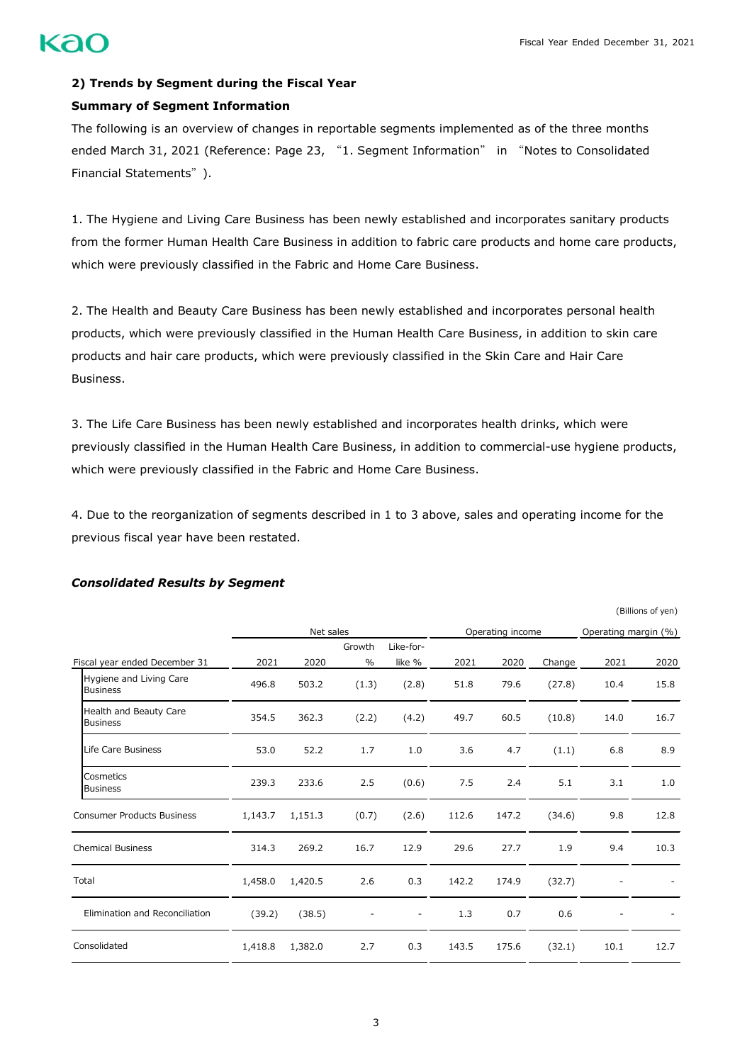### 2) Trends by Segment during the Fiscal Year

**Summary of Segment Information**

The following is an overview of changes in reportable segments implemented as of the three months ended March 31, 2021 (Reference: Page 23, "1. Segment Information" in "Notes to Consolidated Financial Statements").

1. The Hygiene and Living Care Business has been newly established and incorporates sanitary products from the former Human Health Care Business in addition to fabric care products and home care products, which were previously classified in the Fabric and Home Care Business.

2. The Health and Beauty Care Business has been newly established and incorporates personal health products, which were previously classified in the Human Health Care Business, in addition to skin care products and hair care products, which were previously classified in the Skin Care and Hair Care Business.

3. The Life Care Business has been newly established and incorporates health drinks, which were previously classified in the Human Health Care Business, in addition to commercial-use hygiene products, which were previously classified in the Fabric and Home Care Business.

4. Due to the reorganization of segments described in 1 to 3 above, sales and operating income for the previous fiscal year have been restated.

***Consolidated Results by Segment***

(Billions of yen)

| | Net sales | | | | Operating income | | | Operating margin (%) | |
|---|---|---|---|---|---|---|---|---|---|
| Fiscal year ended December 31 | 2021 | 2020 | Growth % | Like-for-like % | 2021 | 2020 | Change | 2021 | 2020 |
| Hygiene and Living Care Business | 496.8 | 503.2 | (1.3) | (2.8) | 51.8 | 79.6 | (27.8) | 10.4 | 15.8 |
| Health and Beauty Care Business | 354.5 | 362.3 | (2.2) | (4.2) | 49.7 | 60.5 | (10.8) | 14.0 | 16.7 |
| Life Care Business | 53.0 | 52.2 | 1.7 | 1.0 | 3.6 | 4.7 | (1.1) | 6.8 | 8.9 |
| Cosmetics Business | 239.3 | 233.6 | 2.5 | (0.6) | 7.5 | 2.4 | 5.1 | 3.1 | 1.0 |
| Consumer Products Business | 1,143.7 | 1,151.3 | (0.7) | (2.6) | 112.6 | 147.2 | (34.6) | 9.8 | 12.8 |
| Chemical Business | 314.3 | 269.2 | 16.7 | 12.9 | 29.6 | 27.7 | 1.9 | 9.4 | 10.3 |
| Total | 1,458.0 | 1,420.5 | 2.6 | 0.3 | 142.2 | 174.9 | (32.7) | - | - |
| Elimination and Reconciliation | (39.2) | (38.5) | - | - | 1.3 | 0.7 | 0.6 | - | - |
| Consolidated | 1,418.8 | 1,382.0 | 2.7 | 0.3 | 143.5 | 175.6 | (32.1) | 10.1 | 12.7 |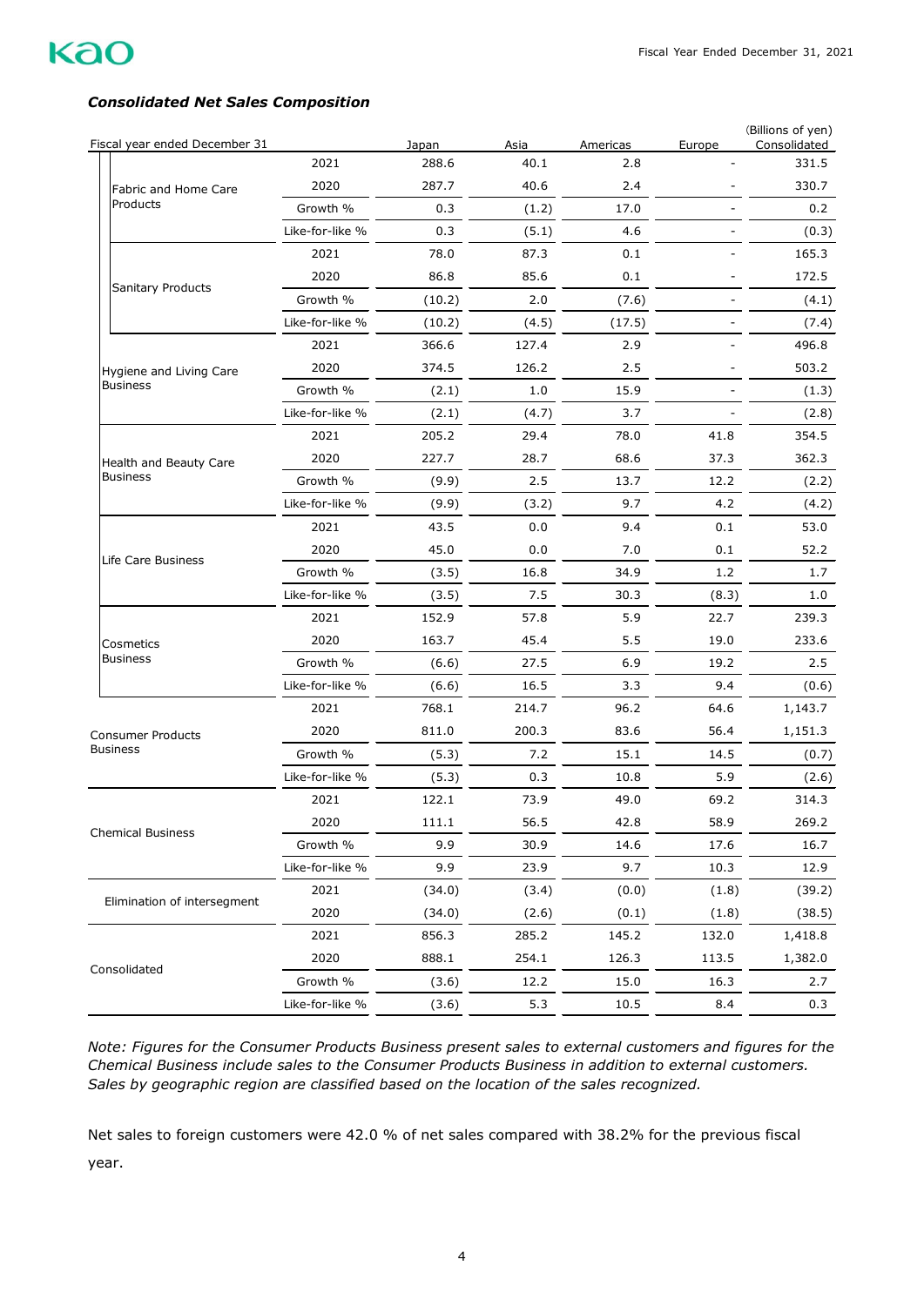### *Consolidated Net Sales Composition*

(Billions of yen)

| Fiscal year ended December 31 | | | Japan | Asia | Americas | Europe | Consolidated |
|---|---|---|---|---|---|---|---|
| Fabric and Home Care Products | | 2021 | 288.6 | 40.1 | 2.8 | - | 331.5 |
| | | 2020 | 287.7 | 40.6 | 2.4 | - | 330.7 |
| | | Growth % | 0.3 | (1.2) | 17.0 | - | 0.2 |
| | | Like-for-like % | 0.3 | (5.1) | 4.6 | - | (0.3) |
| Sanitary Products | | 2021 | 78.0 | 87.3 | 0.1 | - | 165.3 |
| | | 2020 | 86.8 | 85.6 | 0.1 | - | 172.5 |
| | | Growth % | (10.2) | 2.0 | (7.6) | - | (4.1) |
| | | Like-for-like % | (10.2) | (4.5) | (17.5) | - | (7.4) |
| Hygiene and Living Care Business | | 2021 | 366.6 | 127.4 | 2.9 | - | 496.8 |
| | | 2020 | 374.5 | 126.2 | 2.5 | - | 503.2 |
| | | Growth % | (2.1) | 1.0 | 15.9 | - | (1.3) |
| | | Like-for-like % | (2.1) | (4.7) | 3.7 | - | (2.8) |
| Health and Beauty Care Business | | 2021 | 205.2 | 29.4 | 78.0 | 41.8 | 354.5 |
| | | 2020 | 227.7 | 28.7 | 68.6 | 37.3 | 362.3 |
| | | Growth % | (9.9) | 2.5 | 13.7 | 12.2 | (2.2) |
| | | Like-for-like % | (9.9) | (3.2) | 9.7 | 4.2 | (4.2) |
| Life Care Business | | 2021 | 43.5 | 0.0 | 9.4 | 0.1 | 53.0 |
| | | 2020 | 45.0 | 0.0 | 7.0 | 0.1 | 52.2 |
| | | Growth % | (3.5) | 16.8 | 34.9 | 1.2 | 1.7 |
| | | Like-for-like % | (3.5) | 7.5 | 30.3 | (8.3) | 1.0 |
| Cosmetics Business | | 2021 | 152.9 | 57.8 | 5.9 | 22.7 | 239.3 |
| | | 2020 | 163.7 | 45.4 | 5.5 | 19.0 | 233.6 |
| | | Growth % | (6.6) | 27.5 | 6.9 | 19.2 | 2.5 |
| | | Like-for-like % | (6.6) | 16.5 | 3.3 | 9.4 | (0.6) |
| Consumer Products Business | | 2021 | 768.1 | 214.7 | 96.2 | 64.6 | 1,143.7 |
| | | 2020 | 811.0 | 200.3 | 83.6 | 56.4 | 1,151.3 |
| | | Growth % | (5.3) | 7.2 | 15.1 | 14.5 | (0.7) |
| | | Like-for-like % | (5.3) | 0.3 | 10.8 | 5.9 | (2.6) |
| Chemical Business | | 2021 | 122.1 | 73.9 | 49.0 | 69.2 | 314.3 |
| | | 2020 | 111.1 | 56.5 | 42.8 | 58.9 | 269.2 |
| | | Growth % | 9.9 | 30.9 | 14.6 | 17.6 | 16.7 |
| | | Like-for-like % | 9.9 | 23.9 | 9.7 | 10.3 | 12.9 |
| Elimination of intersegment | | 2021 | (34.0) | (3.4) | (0.0) | (1.8) | (39.2) |
| | | 2020 | (34.0) | (2.6) | (0.1) | (1.8) | (38.5) |
| Consolidated | | 2021 | 856.3 | 285.2 | 145.2 | 132.0 | 1,418.8 |
| | | 2020 | 888.1 | 254.1 | 126.3 | 113.5 | 1,382.0 |
| | | Growth % | (3.6) | 12.2 | 15.0 | 16.3 | 2.7 |
| | | Like-for-like % | (3.6) | 5.3 | 10.5 | 8.4 | 0.3 |

*Note: Figures for the Consumer Products Business present sales to external customers and figures for the Chemical Business include sales to the Consumer Products Business in addition to external customers. Sales by geographic region are classified based on the location of the sales recognized.*

Net sales to foreign customers were 42.0 % of net sales compared with 38.2% for the previous fiscal year.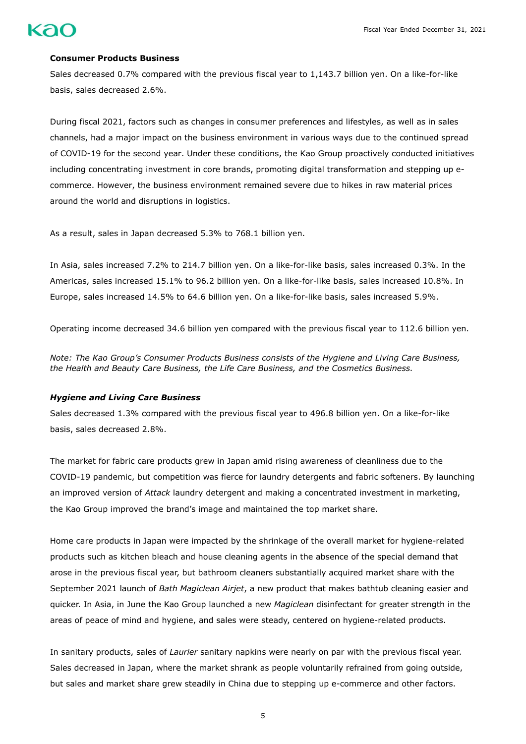### Consumer Products Business

Sales decreased 0.7% compared with the previous fiscal year to 1,143.7 billion yen. On a like-for-like basis, sales decreased 2.6%.

During fiscal 2021, factors such as changes in consumer preferences and lifestyles, as well as in sales channels, had a major impact on the business environment in various ways due to the continued spread of COVID-19 for the second year. Under these conditions, the Kao Group proactively conducted initiatives including concentrating investment in core brands, promoting digital transformation and stepping up e-commerce. However, the business environment remained severe due to hikes in raw material prices around the world and disruptions in logistics.

As a result, sales in Japan decreased 5.3% to 768.1 billion yen.

In Asia, sales increased 7.2% to 214.7 billion yen. On a like-for-like basis, sales increased 0.3%. In the Americas, sales increased 15.1% to 96.2 billion yen. On a like-for-like basis, sales increased 10.8%. In Europe, sales increased 14.5% to 64.6 billion yen. On a like-for-like basis, sales increased 5.9%.

Operating income decreased 34.6 billion yen compared with the previous fiscal year to 112.6 billion yen.

*Note: The Kao Group's Consumer Products Business consists of the Hygiene and Living Care Business, the Health and Beauty Care Business, the Life Care Business, and the Cosmetics Business.*

#### *Hygiene and Living Care Business*

Sales decreased 1.3% compared with the previous fiscal year to 496.8 billion yen. On a like-for-like basis, sales decreased 2.8%.

The market for fabric care products grew in Japan amid rising awareness of cleanliness due to the COVID-19 pandemic, but competition was fierce for laundry detergents and fabric softeners. By launching an improved version of *Attack* laundry detergent and making a concentrated investment in marketing, the Kao Group improved the brand's image and maintained the top market share.

Home care products in Japan were impacted by the shrinkage of the overall market for hygiene-related products such as kitchen bleach and house cleaning agents in the absence of the special demand that arose in the previous fiscal year, but bathroom cleaners substantially acquired market share with the September 2021 launch of *Bath Magiclean Airjet*, a new product that makes bathtub cleaning easier and quicker. In Asia, in June the Kao Group launched a new *Magiclean* disinfectant for greater strength in the areas of peace of mind and hygiene, and sales were steady, centered on hygiene-related products.

In sanitary products, sales of *Laurier* sanitary napkins were nearly on par with the previous fiscal year. Sales decreased in Japan, where the market shrank as people voluntarily refrained from going outside, but sales and market share grew steadily in China due to stepping up e-commerce and other factors.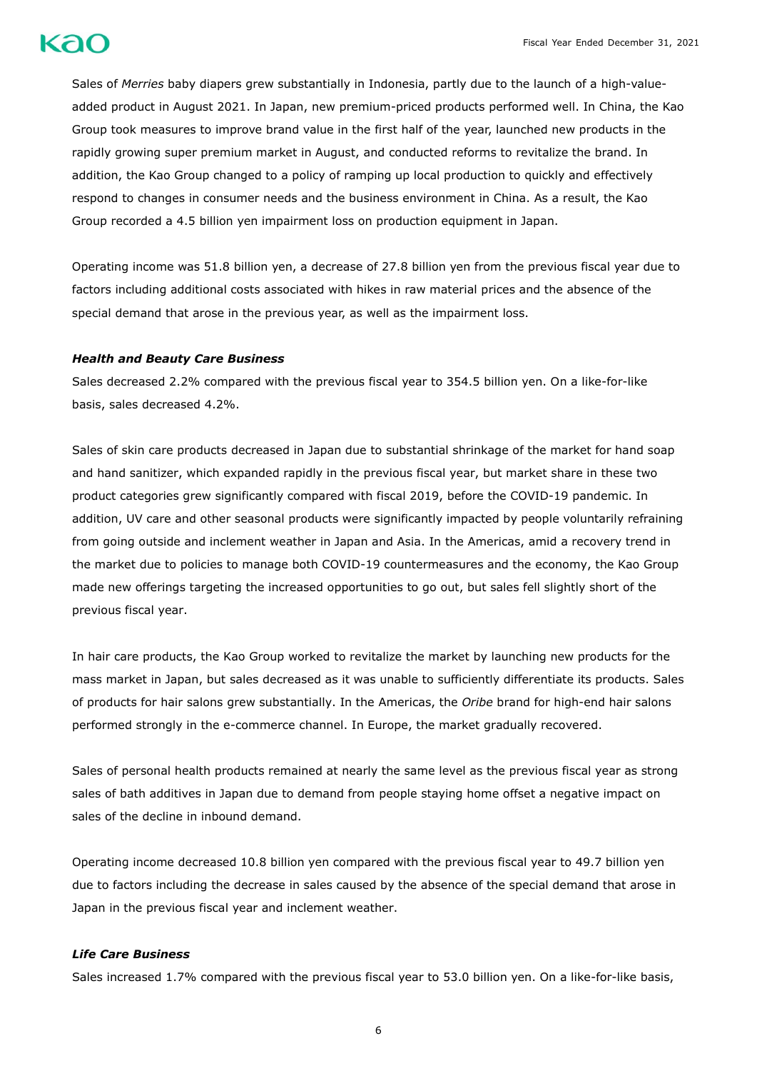Sales of *Merries* baby diapers grew substantially in Indonesia, partly due to the launch of a high-value-added product in August 2021. In Japan, new premium-priced products performed well. In China, the Kao Group took measures to improve brand value in the first half of the year, launched new products in the rapidly growing super premium market in August, and conducted reforms to revitalize the brand. In addition, the Kao Group changed to a policy of ramping up local production to quickly and effectively respond to changes in consumer needs and the business environment in China. As a result, the Kao Group recorded a 4.5 billion yen impairment loss on production equipment in Japan.

Operating income was 51.8 billion yen, a decrease of 27.8 billion yen from the previous fiscal year due to factors including additional costs associated with hikes in raw material prices and the absence of the special demand that arose in the previous year, as well as the impairment loss.

***Health and Beauty Care Business***

Sales decreased 2.2% compared with the previous fiscal year to 354.5 billion yen. On a like-for-like basis, sales decreased 4.2%.

Sales of skin care products decreased in Japan due to substantial shrinkage of the market for hand soap and hand sanitizer, which expanded rapidly in the previous fiscal year, but market share in these two product categories grew significantly compared with fiscal 2019, before the COVID-19 pandemic. In addition, UV care and other seasonal products were significantly impacted by people voluntarily refraining from going outside and inclement weather in Japan and Asia. In the Americas, amid a recovery trend in the market due to policies to manage both COVID-19 countermeasures and the economy, the Kao Group made new offerings targeting the increased opportunities to go out, but sales fell slightly short of the previous fiscal year.

In hair care products, the Kao Group worked to revitalize the market by launching new products for the mass market in Japan, but sales decreased as it was unable to sufficiently differentiate its products. Sales of products for hair salons grew substantially. In the Americas, the *Oribe* brand for high-end hair salons performed strongly in the e-commerce channel. In Europe, the market gradually recovered.

Sales of personal health products remained at nearly the same level as the previous fiscal year as strong sales of bath additives in Japan due to demand from people staying home offset a negative impact on sales of the decline in inbound demand.

Operating income decreased 10.8 billion yen compared with the previous fiscal year to 49.7 billion yen due to factors including the decrease in sales caused by the absence of the special demand that arose in Japan in the previous fiscal year and inclement weather.

***Life Care Business***

Sales increased 1.7% compared with the previous fiscal year to 53.0 billion yen. On a like-for-like basis,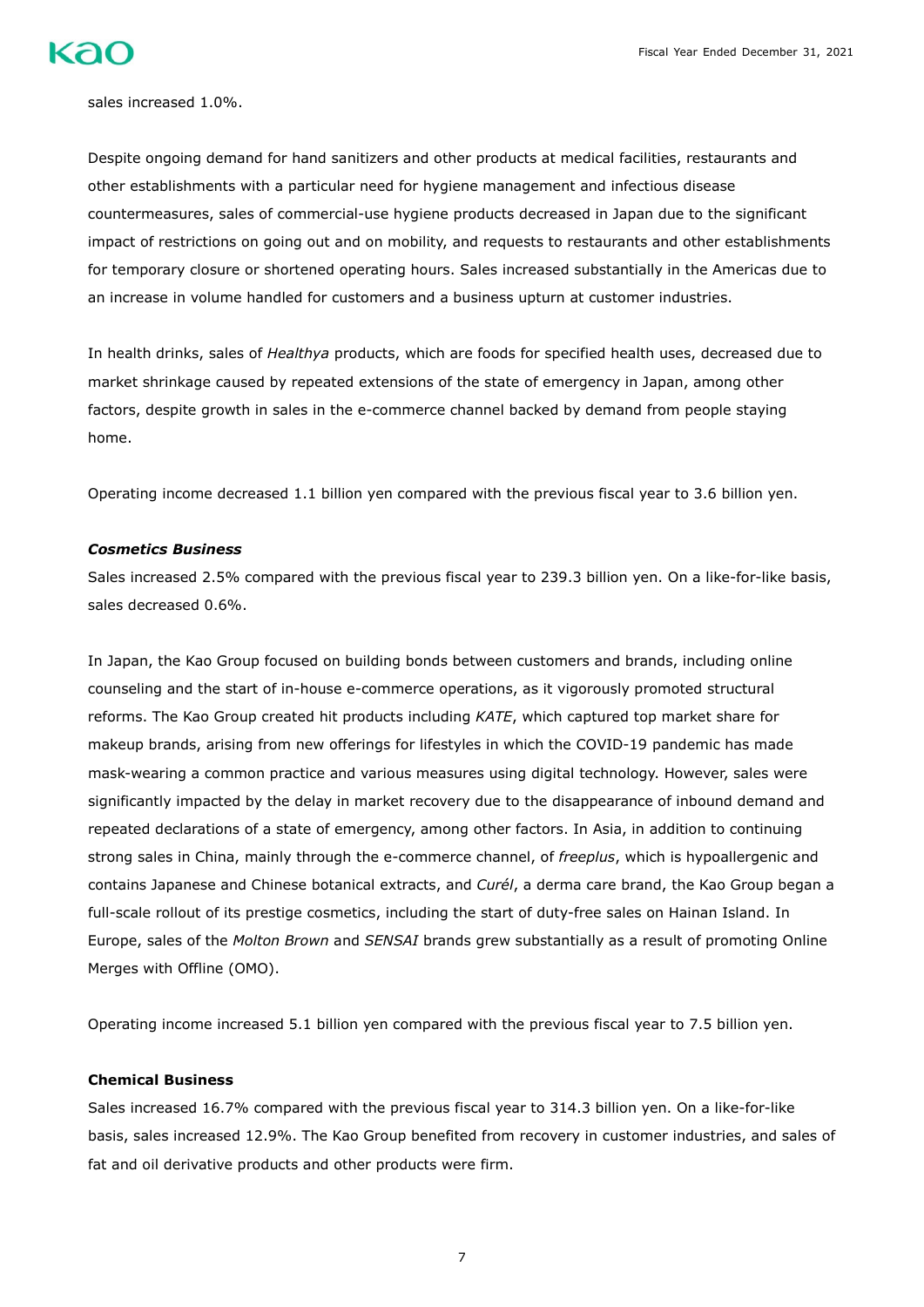sales increased 1.0%.

Despite ongoing demand for hand sanitizers and other products at medical facilities, restaurants and other establishments with a particular need for hygiene management and infectious disease countermeasures, sales of commercial-use hygiene products decreased in Japan due to the significant impact of restrictions on going out and on mobility, and requests to restaurants and other establishments for temporary closure or shortened operating hours. Sales increased substantially in the Americas due to an increase in volume handled for customers and a business upturn at customer industries.

In health drinks, sales of *Healthya* products, which are foods for specified health uses, decreased due to market shrinkage caused by repeated extensions of the state of emergency in Japan, among other factors, despite growth in sales in the e-commerce channel backed by demand from people staying home.

Operating income decreased 1.1 billion yen compared with the previous fiscal year to 3.6 billion yen.

***Cosmetics Business***

Sales increased 2.5% compared with the previous fiscal year to 239.3 billion yen. On a like-for-like basis, sales decreased 0.6%.

In Japan, the Kao Group focused on building bonds between customers and brands, including online counseling and the start of in-house e-commerce operations, as it vigorously promoted structural reforms. The Kao Group created hit products including *KATE*, which captured top market share for makeup brands, arising from new offerings for lifestyles in which the COVID-19 pandemic has made mask-wearing a common practice and various measures using digital technology. However, sales were significantly impacted by the delay in market recovery due to the disappearance of inbound demand and repeated declarations of a state of emergency, among other factors. In Asia, in addition to continuing strong sales in China, mainly through the e-commerce channel, of *freeplus*, which is hypoallergenic and contains Japanese and Chinese botanical extracts, and *Curél*, a derma care brand, the Kao Group began a full-scale rollout of its prestige cosmetics, including the start of duty-free sales on Hainan Island. In Europe, sales of the *Molton Brown* and *SENSAI* brands grew substantially as a result of promoting Online Merges with Offline (OMO).

Operating income increased 5.1 billion yen compared with the previous fiscal year to 7.5 billion yen.

**Chemical Business**

Sales increased 16.7% compared with the previous fiscal year to 314.3 billion yen. On a like-for-like basis, sales increased 12.9%. The Kao Group benefited from recovery in customer industries, and sales of fat and oil derivative products and other products were firm.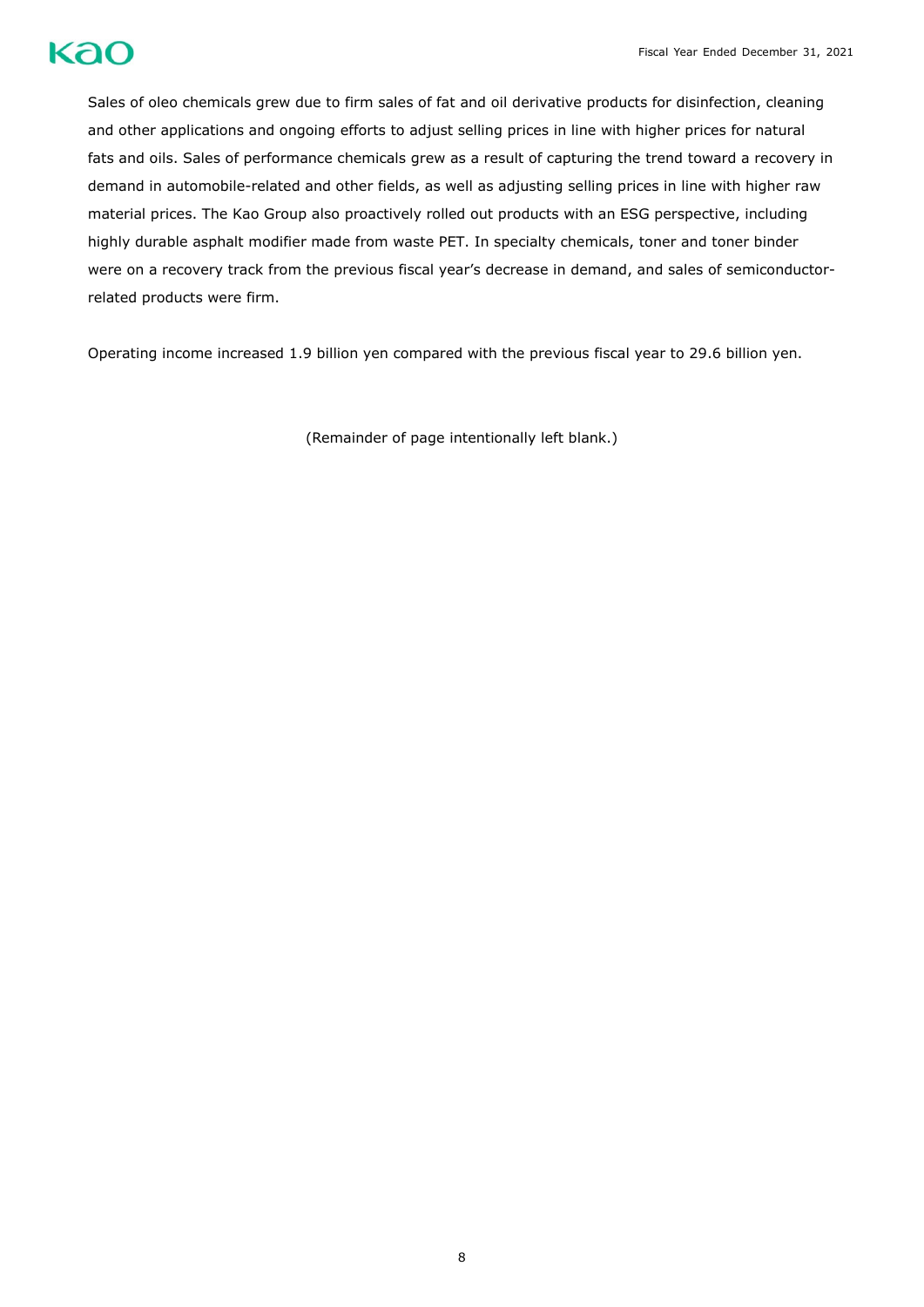Sales of oleo chemicals grew due to firm sales of fat and oil derivative products for disinfection, cleaning and other applications and ongoing efforts to adjust selling prices in line with higher prices for natural fats and oils. Sales of performance chemicals grew as a result of capturing the trend toward a recovery in demand in automobile-related and other fields, as well as adjusting selling prices in line with higher raw material prices. The Kao Group also proactively rolled out products with an ESG perspective, including highly durable asphalt modifier made from waste PET. In specialty chemicals, toner and toner binder were on a recovery track from the previous fiscal year's decrease in demand, and sales of semiconductor-related products were firm.

Operating income increased 1.9 billion yen compared with the previous fiscal year to 29.6 billion yen.

(Remainder of page intentionally left blank.)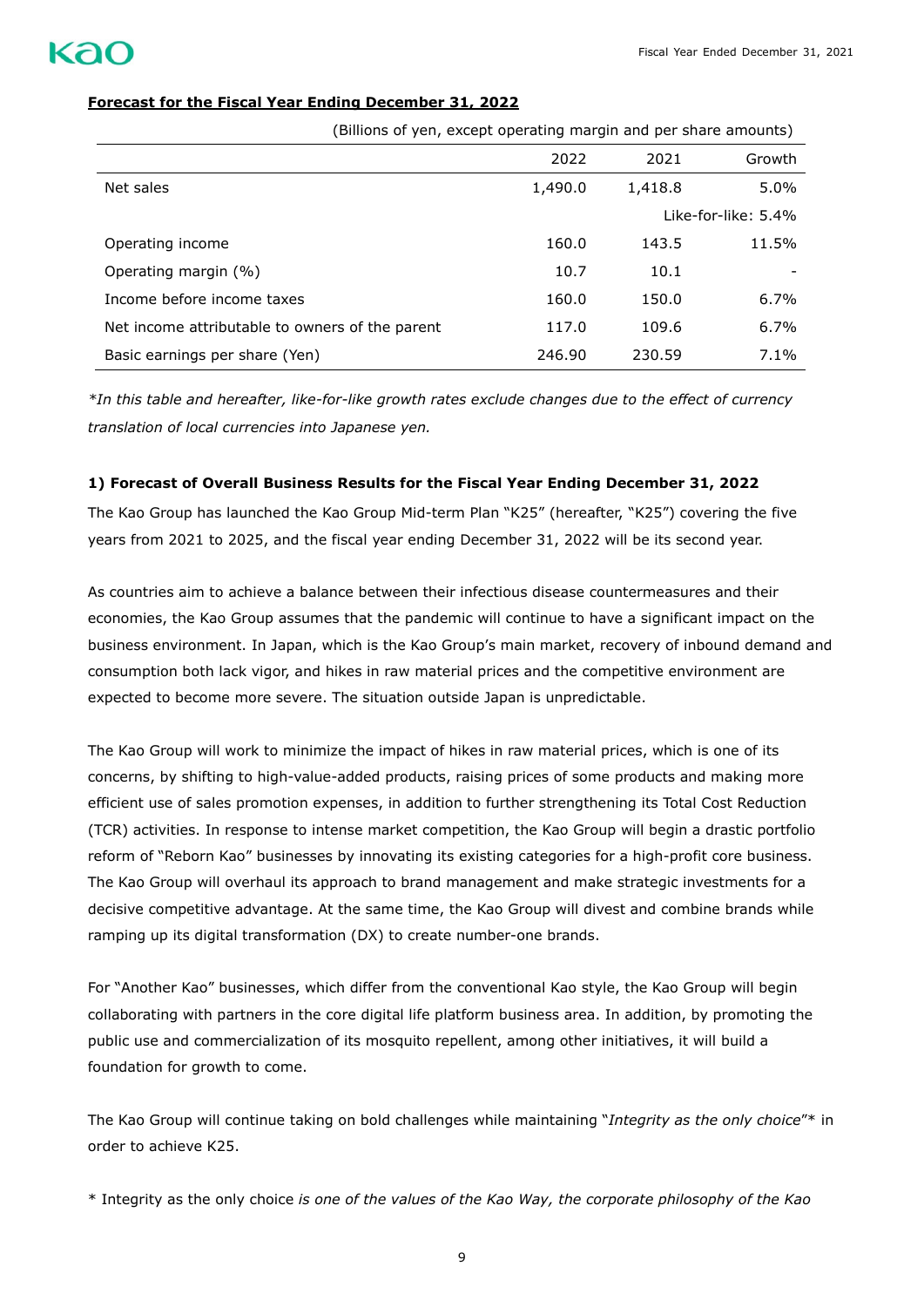**Forecast for the Fiscal Year Ending December 31, 2022**

(Billions of yen, except operating margin and per share amounts)

| | 2022 | 2021 | Growth |
|---|---|---|---|
| Net sales | 1,490.0 | 1,418.8 | 5.0% |
| | | | Like-for-like: 5.4% |
| Operating income | 160.0 | 143.5 | 11.5% |
| Operating margin (%) | 10.7 | 10.1 | - |
| Income before income taxes | 160.0 | 150.0 | 6.7% |
| Net income attributable to owners of the parent | 117.0 | 109.6 | 6.7% |
| Basic earnings per share (Yen) | 246.90 | 230.59 | 7.1% |

*\*In this table and hereafter, like-for-like growth rates exclude changes due to the effect of currency translation of local currencies into Japanese yen.*

**1) Forecast of Overall Business Results for the Fiscal Year Ending December 31, 2022**

The Kao Group has launched the Kao Group Mid-term Plan "K25" (hereafter, "K25") covering the five years from 2021 to 2025, and the fiscal year ending December 31, 2022 will be its second year.

As countries aim to achieve a balance between their infectious disease countermeasures and their economies, the Kao Group assumes that the pandemic will continue to have a significant impact on the business environment. In Japan, which is the Kao Group's main market, recovery of inbound demand and consumption both lack vigor, and hikes in raw material prices and the competitive environment are expected to become more severe. The situation outside Japan is unpredictable.

The Kao Group will work to minimize the impact of hikes in raw material prices, which is one of its concerns, by shifting to high-value-added products, raising prices of some products and making more efficient use of sales promotion expenses, in addition to further strengthening its Total Cost Reduction (TCR) activities. In response to intense market competition, the Kao Group will begin a drastic portfolio reform of "Reborn Kao" businesses by innovating its existing categories for a high-profit core business. The Kao Group will overhaul its approach to brand management and make strategic investments for a decisive competitive advantage. At the same time, the Kao Group will divest and combine brands while ramping up its digital transformation (DX) to create number-one brands.

For "Another Kao" businesses, which differ from the conventional Kao style, the Kao Group will begin collaborating with partners in the core digital life platform business area. In addition, by promoting the public use and commercialization of its mosquito repellent, among other initiatives, it will build a foundation for growth to come.

The Kao Group will continue taking on bold challenges while maintaining "*Integrity as the only choice*"* in order to achieve K25.

\* Integrity as the only choice *is one of the values of the Kao Way, the corporate philosophy of the Kao*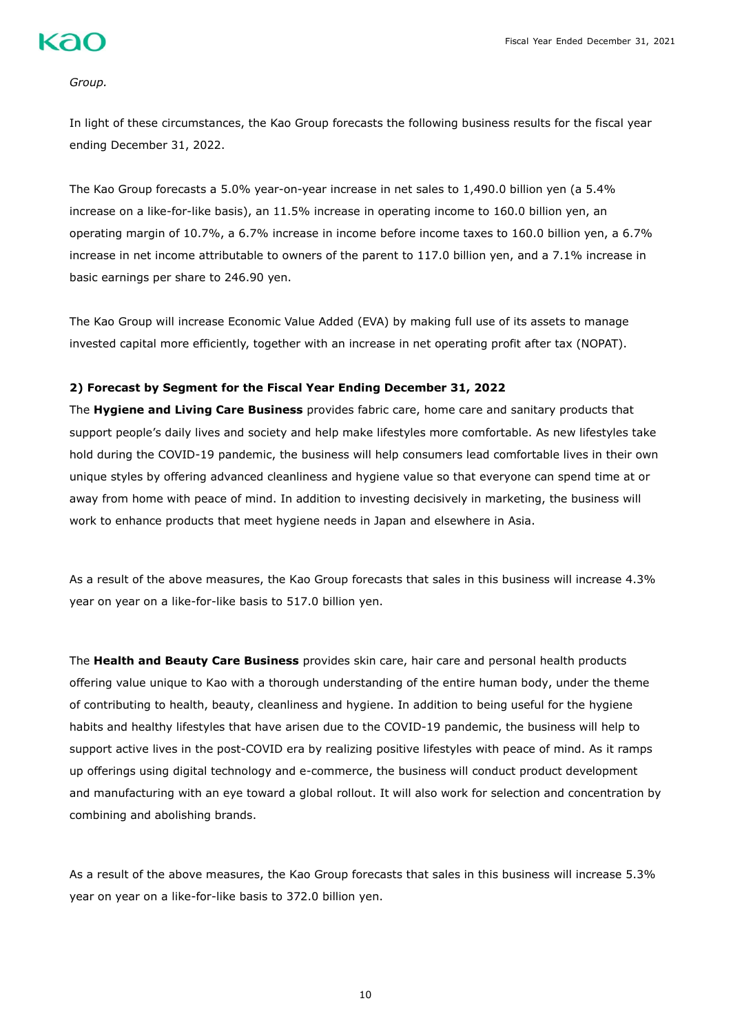*Group.*

In light of these circumstances, the Kao Group forecasts the following business results for the fiscal year ending December 31, 2022.

The Kao Group forecasts a 5.0% year-on-year increase in net sales to 1,490.0 billion yen (a 5.4% increase on a like-for-like basis), an 11.5% increase in operating income to 160.0 billion yen, an operating margin of 10.7%, a 6.7% increase in income before income taxes to 160.0 billion yen, a 6.7% increase in net income attributable to owners of the parent to 117.0 billion yen, and a 7.1% increase in basic earnings per share to 246.90 yen.

The Kao Group will increase Economic Value Added (EVA) by making full use of its assets to manage invested capital more efficiently, together with an increase in net operating profit after tax (NOPAT).

**2) Forecast by Segment for the Fiscal Year Ending December 31, 2022**

The **Hygiene and Living Care Business** provides fabric care, home care and sanitary products that support people's daily lives and society and help make lifestyles more comfortable. As new lifestyles take hold during the COVID-19 pandemic, the business will help consumers lead comfortable lives in their own unique styles by offering advanced cleanliness and hygiene value so that everyone can spend time at or away from home with peace of mind. In addition to investing decisively in marketing, the business will work to enhance products that meet hygiene needs in Japan and elsewhere in Asia.

As a result of the above measures, the Kao Group forecasts that sales in this business will increase 4.3% year on year on a like-for-like basis to 517.0 billion yen.

The **Health and Beauty Care Business** provides skin care, hair care and personal health products offering value unique to Kao with a thorough understanding of the entire human body, under the theme of contributing to health, beauty, cleanliness and hygiene. In addition to being useful for the hygiene habits and healthy lifestyles that have arisen due to the COVID-19 pandemic, the business will help to support active lives in the post-COVID era by realizing positive lifestyles with peace of mind. As it ramps up offerings using digital technology and e-commerce, the business will conduct product development and manufacturing with an eye toward a global rollout. It will also work for selection and concentration by combining and abolishing brands.

As a result of the above measures, the Kao Group forecasts that sales in this business will increase 5.3% year on year on a like-for-like basis to 372.0 billion yen.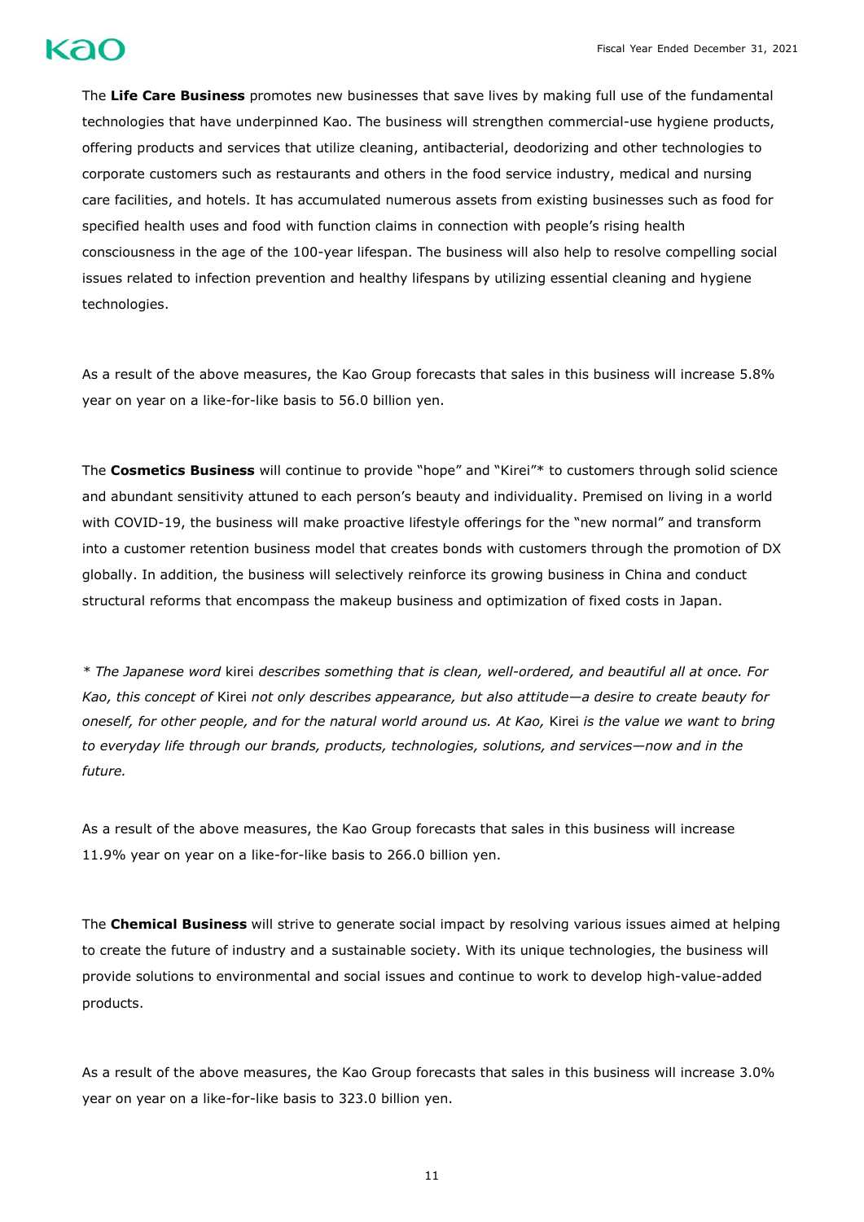The **Life Care Business** promotes new businesses that save lives by making full use of the fundamental technologies that have underpinned Kao. The business will strengthen commercial-use hygiene products, offering products and services that utilize cleaning, antibacterial, deodorizing and other technologies to corporate customers such as restaurants and others in the food service industry, medical and nursing care facilities, and hotels. It has accumulated numerous assets from existing businesses such as food for specified health uses and food with function claims in connection with people's rising health consciousness in the age of the 100-year lifespan. The business will also help to resolve compelling social issues related to infection prevention and healthy lifespans by utilizing essential cleaning and hygiene technologies.

As a result of the above measures, the Kao Group forecasts that sales in this business will increase 5.8% year on year on a like-for-like basis to 56.0 billion yen.

The **Cosmetics Business** will continue to provide "hope" and "Kirei"* to customers through solid science and abundant sensitivity attuned to each person's beauty and individuality. Premised on living in a world with COVID-19, the business will make proactive lifestyle offerings for the "new normal" and transform into a customer retention business model that creates bonds with customers through the promotion of DX globally. In addition, the business will selectively reinforce its growing business in China and conduct structural reforms that encompass the makeup business and optimization of fixed costs in Japan.

*\* The Japanese word* kirei *describes something that is clean, well-ordered, and beautiful all at once. For Kao, this concept of* Kirei *not only describes appearance, but also attitude—a desire to create beauty for oneself, for other people, and for the natural world around us. At Kao,* Kirei *is the value we want to bring to everyday life through our brands, products, technologies, solutions, and services—now and in the future.*

As a result of the above measures, the Kao Group forecasts that sales in this business will increase 11.9% year on year on a like-for-like basis to 266.0 billion yen.

The **Chemical Business** will strive to generate social impact by resolving various issues aimed at helping to create the future of industry and a sustainable society. With its unique technologies, the business will provide solutions to environmental and social issues and continue to work to develop high-value-added products.

As a result of the above measures, the Kao Group forecasts that sales in this business will increase 3.0% year on year on a like-for-like basis to 323.0 billion yen.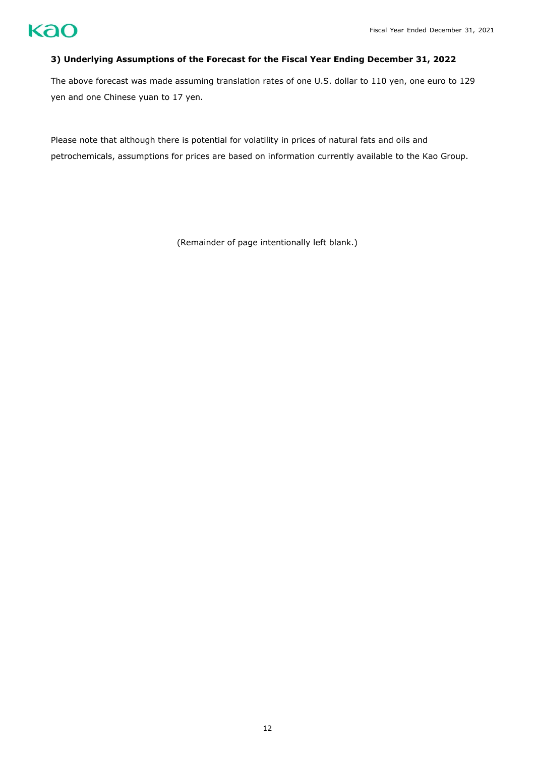### 3) Underlying Assumptions of the Forecast for the Fiscal Year Ending December 31, 2022

The above forecast was made assuming translation rates of one U.S. dollar to 110 yen, one euro to 129 yen and one Chinese yuan to 17 yen.

Please note that although there is potential for volatility in prices of natural fats and oils and petrochemicals, assumptions for prices are based on information currently available to the Kao Group.

(Remainder of page intentionally left blank.)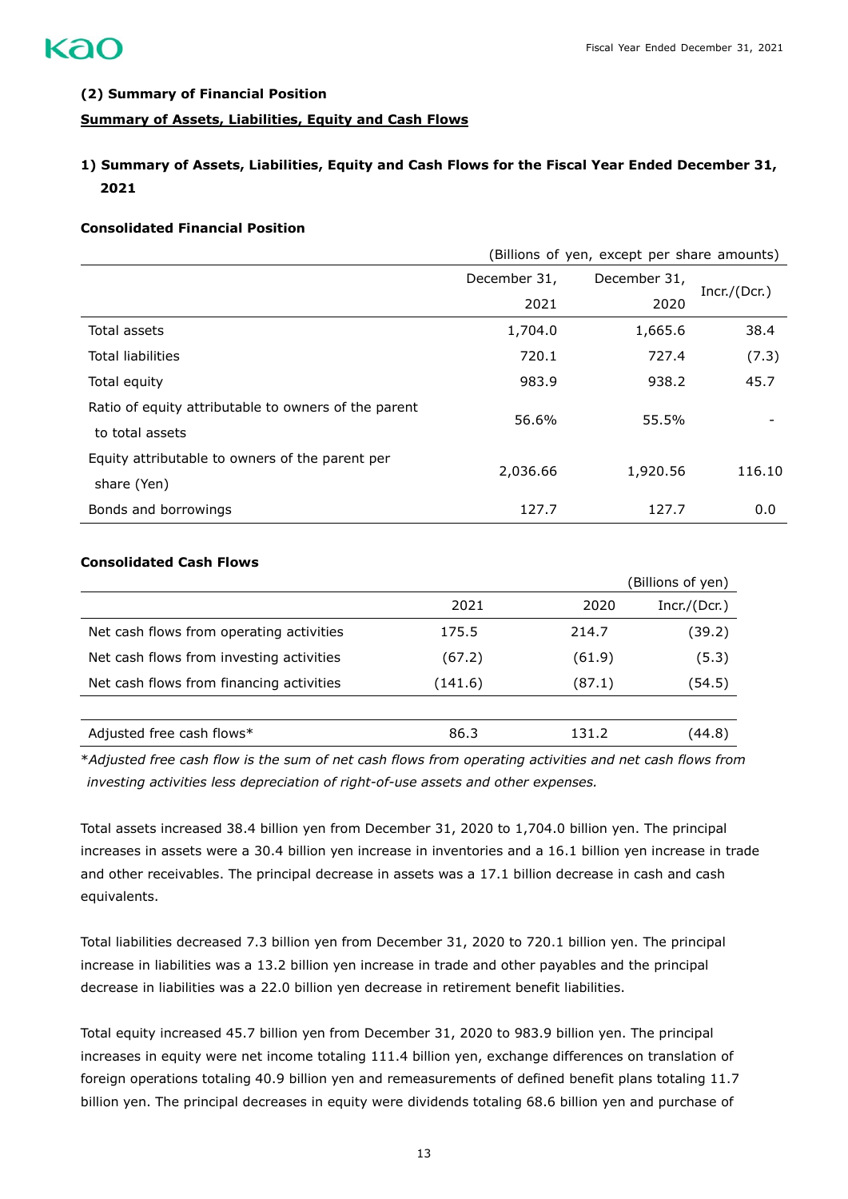### (2) Summary of Financial Position

**Summary of Assets, Liabilities, Equity and Cash Flows**

#### 1) Summary of Assets, Liabilities, Equity and Cash Flows for the Fiscal Year Ended December 31, 2021

**Consolidated Financial Position**

(Billions of yen, except per share amounts)

| | December 31, 2021 | December 31, 2020 | Incr./(Dcr.) |
|---|---|---|---|
| Total assets | 1,704.0 | 1,665.6 | 38.4 |
| Total liabilities | 720.1 | 727.4 | (7.3) |
| Total equity | 983.9 | 938.2 | 45.7 |
| Ratio of equity attributable to owners of the parent to total assets | 56.6% | 55.5% | - |
| Equity attributable to owners of the parent per share (Yen) | 2,036.66 | 1,920.56 | 116.10 |
| Bonds and borrowings | 127.7 | 127.7 | 0.0 |

**Consolidated Cash Flows**

(Billions of yen)

| | 2021 | 2020 | Incr./(Dcr.) |
|---|---|---|---|
| Net cash flows from operating activities | 175.5 | 214.7 | (39.2) |
| Net cash flows from investing activities | (67.2) | (61.9) | (5.3) |
| Net cash flows from financing activities | (141.6) | (87.1) | (54.5) |
| | | | |
| Adjusted free cash flows* | 86.3 | 131.2 | (44.8) |

*Adjusted free cash flow is the sum of net cash flows from operating activities and net cash flows from investing activities less depreciation of right-of-use assets and other expenses.*

Total assets increased 38.4 billion yen from December 31, 2020 to 1,704.0 billion yen. The principal increases in assets were a 30.4 billion yen increase in inventories and a 16.1 billion yen increase in trade and other receivables. The principal decrease in assets was a 17.1 billion decrease in cash and cash equivalents.

Total liabilities decreased 7.3 billion yen from December 31, 2020 to 720.1 billion yen. The principal increase in liabilities was a 13.2 billion yen increase in trade and other payables and the principal decrease in liabilities was a 22.0 billion yen decrease in retirement benefit liabilities.

Total equity increased 45.7 billion yen from December 31, 2020 to 983.9 billion yen. The principal increases in equity were net income totaling 111.4 billion yen, exchange differences on translation of foreign operations totaling 40.9 billion yen and remeasurements of defined benefit plans totaling 11.7 billion yen. The principal decreases in equity were dividends totaling 68.6 billion yen and purchase of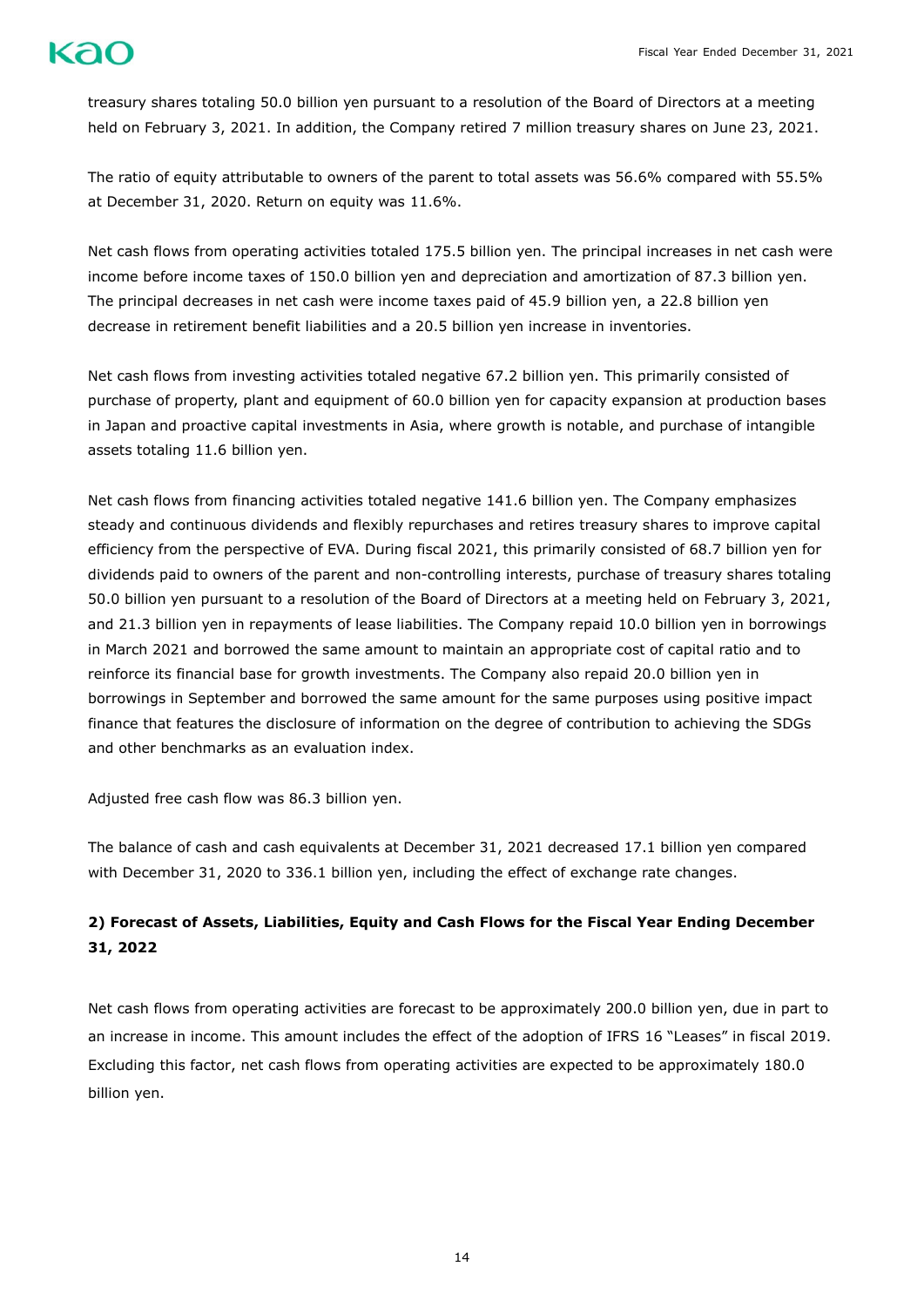treasury shares totaling 50.0 billion yen pursuant to a resolution of the Board of Directors at a meeting held on February 3, 2021. In addition, the Company retired 7 million treasury shares on June 23, 2021.

The ratio of equity attributable to owners of the parent to total assets was 56.6% compared with 55.5% at December 31, 2020. Return on equity was 11.6%.

Net cash flows from operating activities totaled 175.5 billion yen. The principal increases in net cash were income before income taxes of 150.0 billion yen and depreciation and amortization of 87.3 billion yen. The principal decreases in net cash were income taxes paid of 45.9 billion yen, a 22.8 billion yen decrease in retirement benefit liabilities and a 20.5 billion yen increase in inventories.

Net cash flows from investing activities totaled negative 67.2 billion yen. This primarily consisted of purchase of property, plant and equipment of 60.0 billion yen for capacity expansion at production bases in Japan and proactive capital investments in Asia, where growth is notable, and purchase of intangible assets totaling 11.6 billion yen.

Net cash flows from financing activities totaled negative 141.6 billion yen. The Company emphasizes steady and continuous dividends and flexibly repurchases and retires treasury shares to improve capital efficiency from the perspective of EVA. During fiscal 2021, this primarily consisted of 68.7 billion yen for dividends paid to owners of the parent and non-controlling interests, purchase of treasury shares totaling 50.0 billion yen pursuant to a resolution of the Board of Directors at a meeting held on February 3, 2021, and 21.3 billion yen in repayments of lease liabilities. The Company repaid 10.0 billion yen in borrowings in March 2021 and borrowed the same amount to maintain an appropriate cost of capital ratio and to reinforce its financial base for growth investments. The Company also repaid 20.0 billion yen in borrowings in September and borrowed the same amount for the same purposes using positive impact finance that features the disclosure of information on the degree of contribution to achieving the SDGs and other benchmarks as an evaluation index.

Adjusted free cash flow was 86.3 billion yen.

The balance of cash and cash equivalents at December 31, 2021 decreased 17.1 billion yen compared with December 31, 2020 to 336.1 billion yen, including the effect of exchange rate changes.

### 2) Forecast of Assets, Liabilities, Equity and Cash Flows for the Fiscal Year Ending December 31, 2022

Net cash flows from operating activities are forecast to be approximately 200.0 billion yen, due in part to an increase in income. This amount includes the effect of the adoption of IFRS 16 "Leases" in fiscal 2019. Excluding this factor, net cash flows from operating activities are expected to be approximately 180.0 billion yen.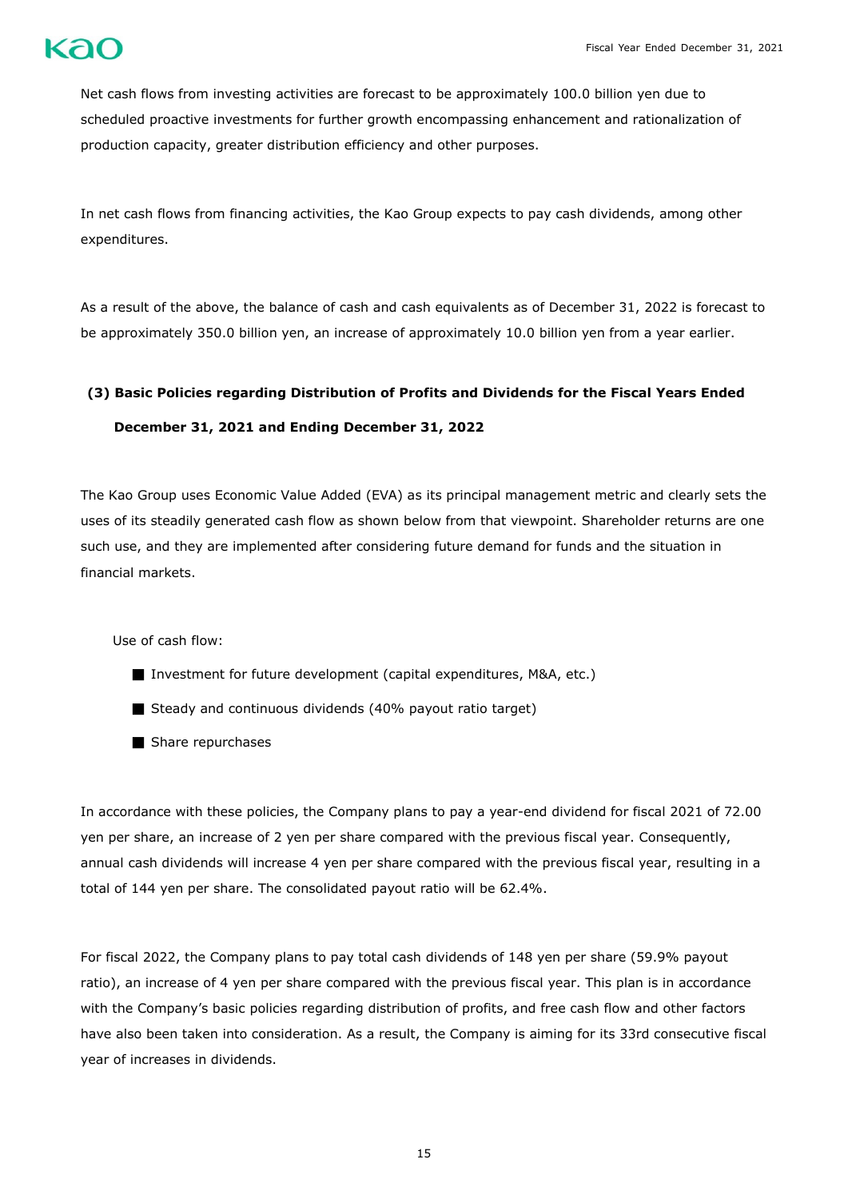Net cash flows from investing activities are forecast to be approximately 100.0 billion yen due to scheduled proactive investments for further growth encompassing enhancement and rationalization of production capacity, greater distribution efficiency and other purposes.

In net cash flows from financing activities, the Kao Group expects to pay cash dividends, among other expenditures.

As a result of the above, the balance of cash and cash equivalents as of December 31, 2022 is forecast to be approximately 350.0 billion yen, an increase of approximately 10.0 billion yen from a year earlier.

### (3) Basic Policies regarding Distribution of Profits and Dividends for the Fiscal Years Ended December 31, 2021 and Ending December 31, 2022

The Kao Group uses Economic Value Added (EVA) as its principal management metric and clearly sets the uses of its steadily generated cash flow as shown below from that viewpoint. Shareholder returns are one such use, and they are implemented after considering future demand for funds and the situation in financial markets.

Use of cash flow:

- Investment for future development (capital expenditures, M&A, etc.)
- Steady and continuous dividends (40% payout ratio target)
- Share repurchases

In accordance with these policies, the Company plans to pay a year-end dividend for fiscal 2021 of 72.00 yen per share, an increase of 2 yen per share compared with the previous fiscal year. Consequently, annual cash dividends will increase 4 yen per share compared with the previous fiscal year, resulting in a total of 144 yen per share. The consolidated payout ratio will be 62.4%.

For fiscal 2022, the Company plans to pay total cash dividends of 148 yen per share (59.9% payout ratio), an increase of 4 yen per share compared with the previous fiscal year. This plan is in accordance with the Company's basic policies regarding distribution of profits, and free cash flow and other factors have also been taken into consideration. As a result, the Company is aiming for its 33rd consecutive fiscal year of increases in dividends.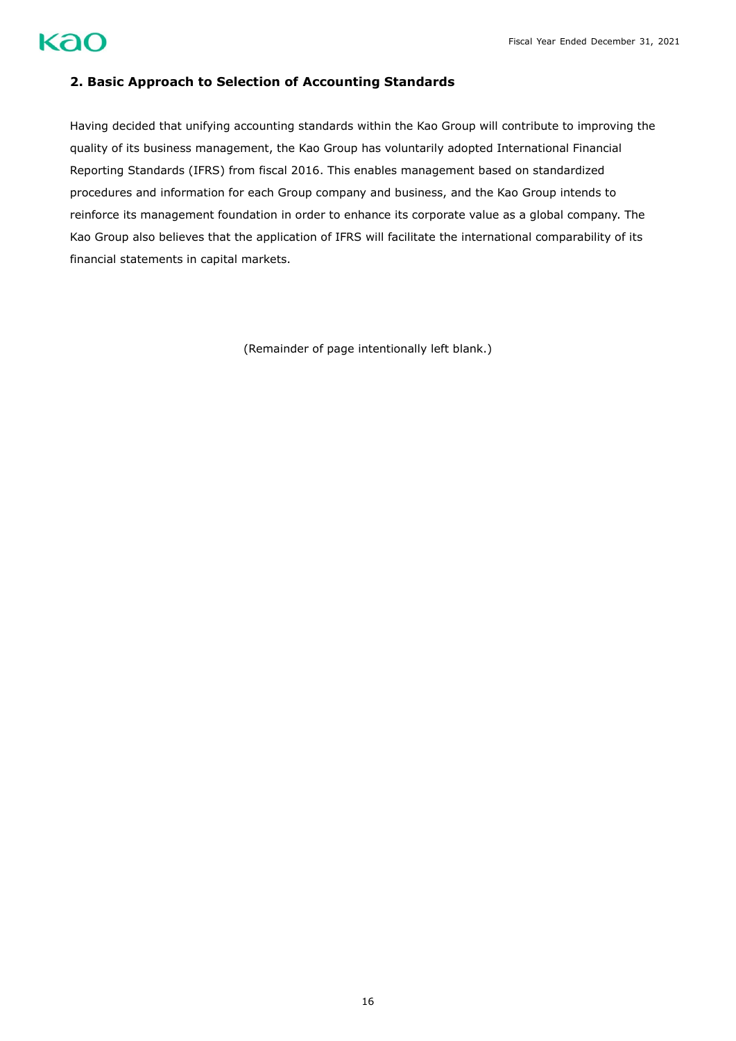## 2. Basic Approach to Selection of Accounting Standards

Having decided that unifying accounting standards within the Kao Group will contribute to improving the quality of its business management, the Kao Group has voluntarily adopted International Financial Reporting Standards (IFRS) from fiscal 2016. This enables management based on standardized procedures and information for each Group company and business, and the Kao Group intends to reinforce its management foundation in order to enhance its corporate value as a global company. The Kao Group also believes that the application of IFRS will facilitate the international comparability of its financial statements in capital markets.

(Remainder of page intentionally left blank.)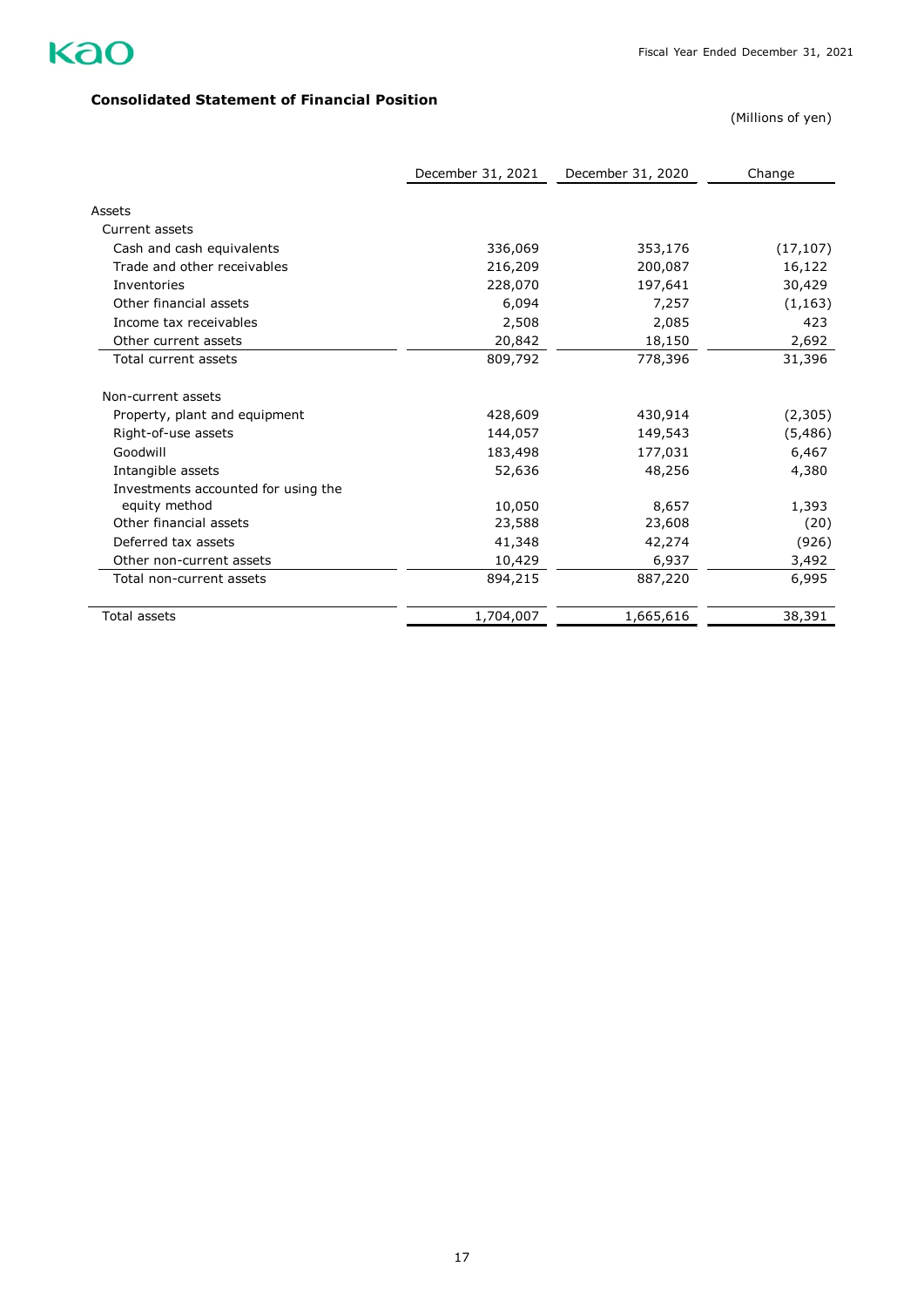## Consolidated Statement of Financial Position

(Millions of yen)

| | December 31, 2021 | December 31, 2020 | Change |
|---|---|---|---|
| Assets | | | |
| Current assets | | | |
| Cash and cash equivalents | 336,069 | 353,176 | (17,107) |
| Trade and other receivables | 216,209 | 200,087 | 16,122 |
| Inventories | 228,070 | 197,641 | 30,429 |
| Other financial assets | 6,094 | 7,257 | (1,163) |
| Income tax receivables | 2,508 | 2,085 | 423 |
| Other current assets | 20,842 | 18,150 | 2,692 |
| Total current assets | 809,792 | 778,396 | 31,396 |
| Non-current assets | | | |
| Property, plant and equipment | 428,609 | 430,914 | (2,305) |
| Right-of-use assets | 144,057 | 149,543 | (5,486) |
| Goodwill | 183,498 | 177,031 | 6,467 |
| Intangible assets | 52,636 | 48,256 | 4,380 |
| Investments accounted for using the equity method | 10,050 | 8,657 | 1,393 |
| Other financial assets | 23,588 | 23,608 | (20) |
| Deferred tax assets | 41,348 | 42,274 | (926) |
| Other non-current assets | 10,429 | 6,937 | 3,492 |
| Total non-current assets | 894,215 | 887,220 | 6,995 |
| Total assets | 1,704,007 | 1,665,616 | 38,391 |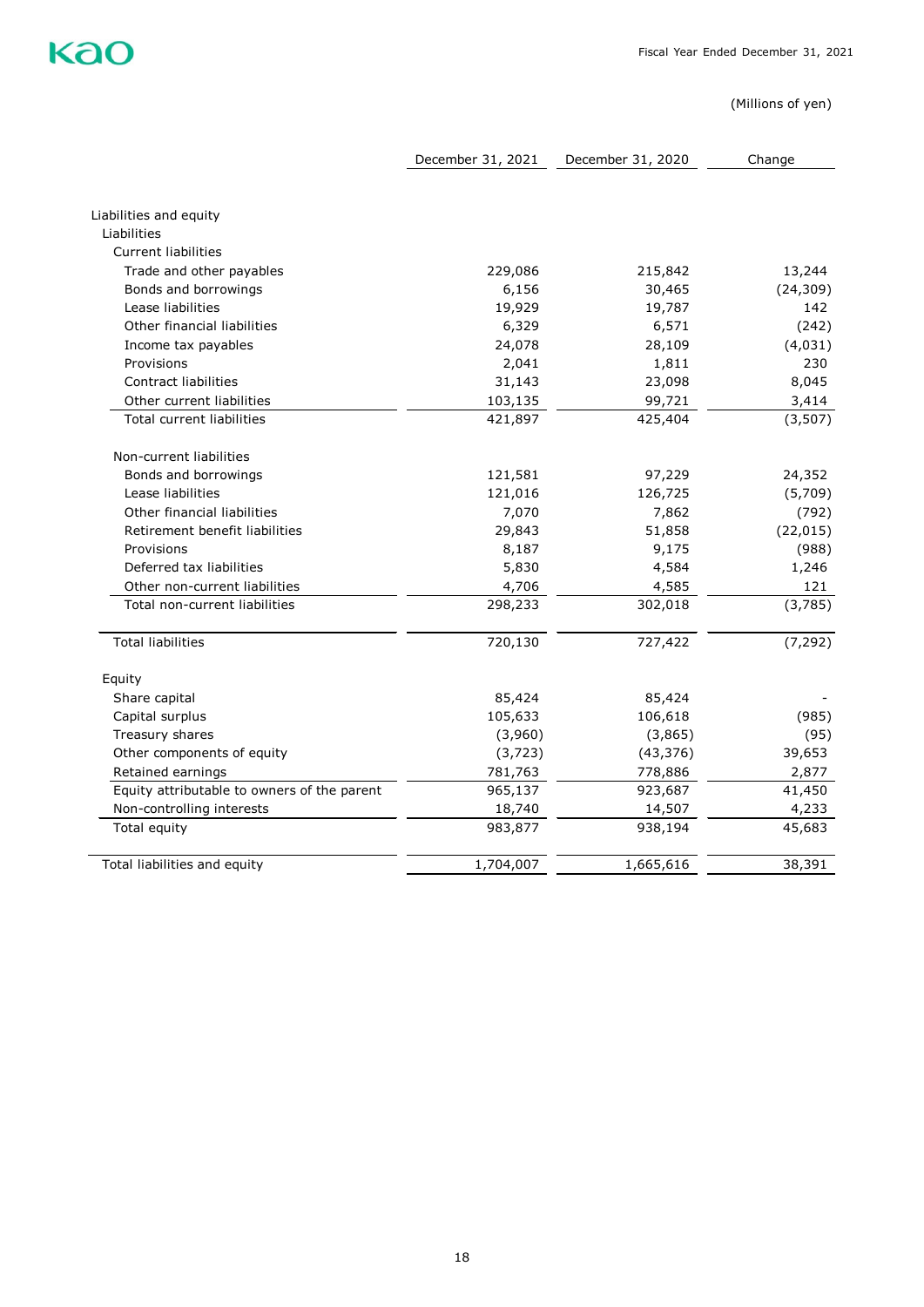(Millions of yen)

| | December 31, 2021 | December 31, 2020 | Change |
|---|---|---|---|
| Liabilities and equity | | | |
| Liabilities | | | |
| Current liabilities | | | |
| Trade and other payables | 229,086 | 215,842 | 13,244 |
| Bonds and borrowings | 6,156 | 30,465 | (24,309) |
| Lease liabilities | 19,929 | 19,787 | 142 |
| Other financial liabilities | 6,329 | 6,571 | (242) |
| Income tax payables | 24,078 | 28,109 | (4,031) |
| Provisions | 2,041 | 1,811 | 230 |
| Contract liabilities | 31,143 | 23,098 | 8,045 |
| Other current liabilities | 103,135 | 99,721 | 3,414 |
| Total current liabilities | 421,897 | 425,404 | (3,507) |
| Non-current liabilities | | | |
| Bonds and borrowings | 121,581 | 97,229 | 24,352 |
| Lease liabilities | 121,016 | 126,725 | (5,709) |
| Other financial liabilities | 7,070 | 7,862 | (792) |
| Retirement benefit liabilities | 29,843 | 51,858 | (22,015) |
| Provisions | 8,187 | 9,175 | (988) |
| Deferred tax liabilities | 5,830 | 4,584 | 1,246 |
| Other non-current liabilities | 4,706 | 4,585 | 121 |
| Total non-current liabilities | 298,233 | 302,018 | (3,785) |
| Total liabilities | 720,130 | 727,422 | (7,292) |
| Equity | | | |
| Share capital | 85,424 | 85,424 | - |
| Capital surplus | 105,633 | 106,618 | (985) |
| Treasury shares | (3,960) | (3,865) | (95) |
| Other components of equity | (3,723) | (43,376) | 39,653 |
| Retained earnings | 781,763 | 778,886 | 2,877 |
| Equity attributable to owners of the parent | 965,137 | 923,687 | 41,450 |
| Non-controlling interests | 18,740 | 14,507 | 4,233 |
| Total equity | 983,877 | 938,194 | 45,683 |
| Total liabilities and equity | 1,704,007 | 1,665,616 | 38,391 |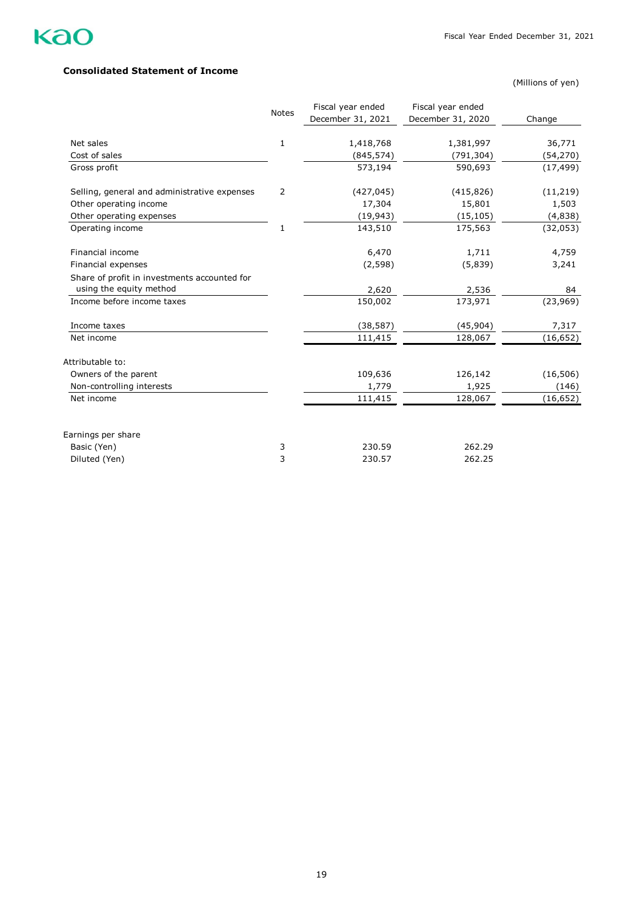## Consolidated Statement of Income

(Millions of yen)

| | Notes | Fiscal year ended December 31, 2021 | Fiscal year ended December 31, 2020 | Change |
|---|---|---|---|---|
| Net sales | 1 | 1,418,768 | 1,381,997 | 36,771 |
| Cost of sales | | (845,574) | (791,304) | (54,270) |
| Gross profit | | 573,194 | 590,693 | (17,499) |
| | | | | |
| Selling, general and administrative expenses | 2 | (427,045) | (415,826) | (11,219) |
| Other operating income | | 17,304 | 15,801 | 1,503 |
| Other operating expenses | | (19,943) | (15,105) | (4,838) |
| Operating income | 1 | 143,510 | 175,563 | (32,053) |
| | | | | |
| Financial income | | 6,470 | 1,711 | 4,759 |
| Financial expenses | | (2,598) | (5,839) | 3,241 |
| Share of profit in investments accounted for using the equity method | | 2,620 | 2,536 | 84 |
| Income before income taxes | | 150,002 | 173,971 | (23,969) |
| | | | | |
| Income taxes | | (38,587) | (45,904) | 7,317 |
| Net income | | 111,415 | 128,067 | (16,652) |
| | | | | |
| Attributable to: | | | | |
| Owners of the parent | | 109,636 | 126,142 | (16,506) |
| Non-controlling interests | | 1,779 | 1,925 | (146) |
| Net income | | 111,415 | 128,067 | (16,652) |
| | | | | |
| Earnings per share | | | | |
| Basic (Yen) | 3 | 230.59 | 262.29 | |
| Diluted (Yen) | 3 | 230.57 | 262.25 | |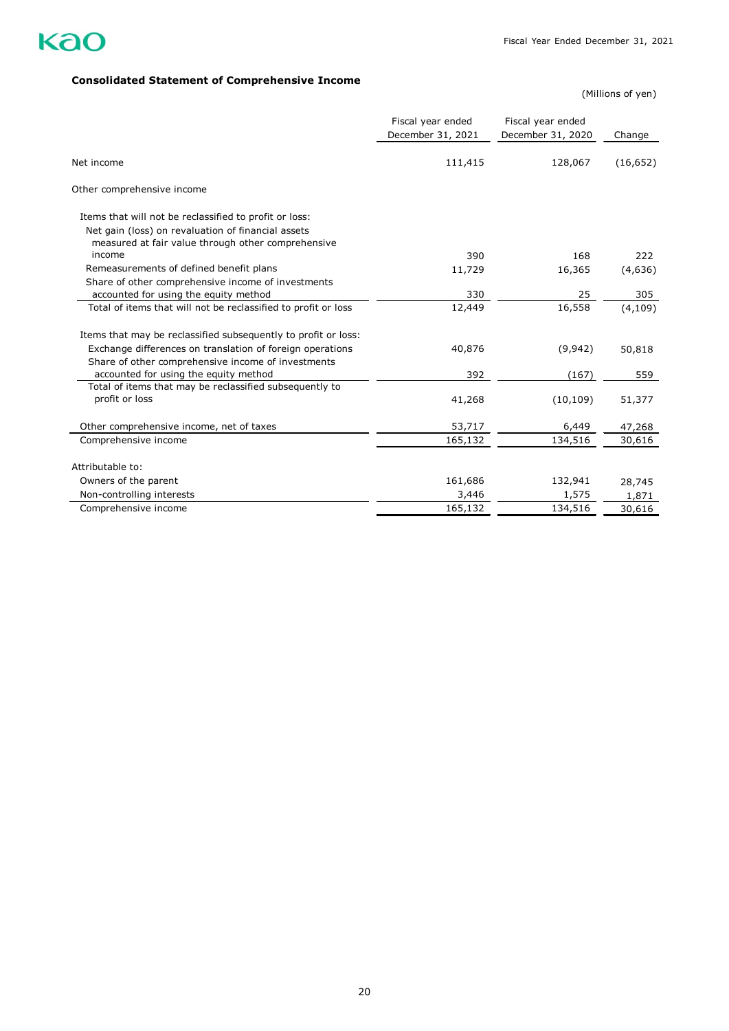## Consolidated Statement of Comprehensive Income

(Millions of yen)

| | Fiscal year ended December 31, 2021 | Fiscal year ended December 31, 2020 | Change |
|---|---|---|---|
| Net income | 111,415 | 128,067 | (16,652) |
| Other comprehensive income | | | |
| Items that will not be reclassified to profit or loss: | | | |
| Net gain (loss) on revaluation of financial assets measured at fair value through other comprehensive income | 390 | 168 | 222 |
| Remeasurements of defined benefit plans | 11,729 | 16,365 | (4,636) |
| Share of other comprehensive income of investments accounted for using the equity method | 330 | 25 | 305 |
| Total of items that will not be reclassified to profit or loss | 12,449 | 16,558 | (4,109) |
| Items that may be reclassified subsequently to profit or loss: | | | |
| Exchange differences on translation of foreign operations | 40,876 | (9,942) | 50,818 |
| Share of other comprehensive income of investments accounted for using the equity method | 392 | (167) | 559 |
| Total of items that may be reclassified subsequently to profit or loss | 41,268 | (10,109) | 51,377 |
| Other comprehensive income, net of taxes | 53,717 | 6,449 | 47,268 |
| Comprehensive income | 165,132 | 134,516 | 30,616 |
| Attributable to: | | | |
| Owners of the parent | 161,686 | 132,941 | 28,745 |
| Non-controlling interests | 3,446 | 1,575 | 1,871 |
| Comprehensive income | 165,132 | 134,516 | 30,616 |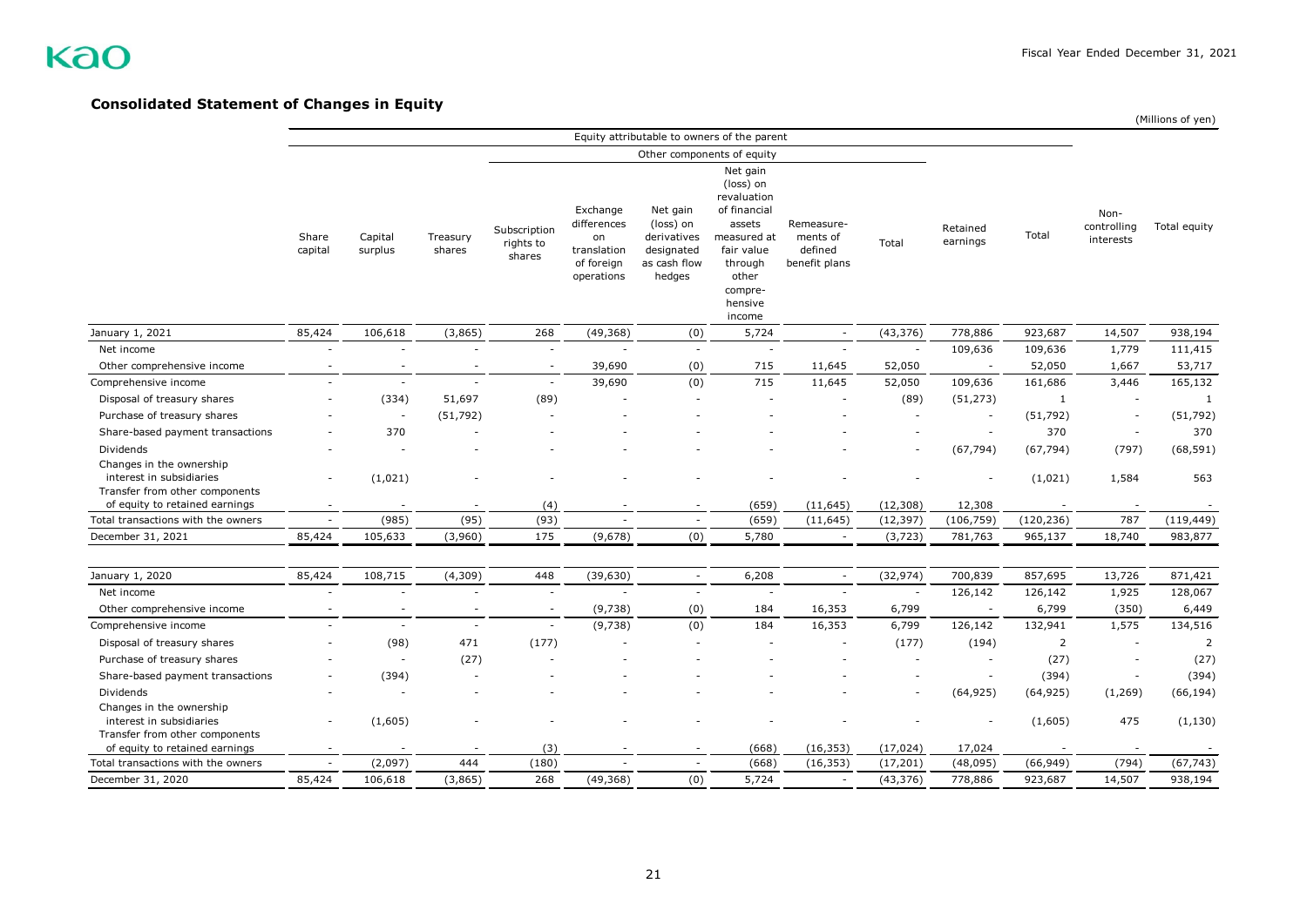## Consolidated Statement of Changes in Equity

(Millions of yen)

| | Equity attributable to owners of the parent | | | | | | | | | | | | | |
|---|---|---|---|---|---|---|---|---|---|---|---|---|---|---|
| | | | | Other components of equity | | | | | | | | | | |
| | Share capital | Capital surplus | Treasury shares | Subscription rights to shares | Exchange differences on translation of foreign operations | Net gain (loss) on derivatives designated as cash flow hedges | Net gain (loss) on revaluation of financial assets measured at fair value through other comprehensive income | Remeasurements of defined benefit plans | Total | Retained earnings | Total | Non-controlling interests | Total equity |
| January 1, 2021 | 85,424 | 106,618 | (3,865) | 268 | (49,368) | (0) | 5,724 | - | (43,376) | 778,886 | 923,687 | 14,507 | 938,194 |
| Net income | - | - | - | - | - | - | - | - | - | 109,636 | 109,636 | 1,779 | 111,415 |
| Other comprehensive income | - | - | - | - | 39,690 | (0) | 715 | 11,645 | 52,050 | - | 52,050 | 1,667 | 53,717 |
| Comprehensive income | - | - | - | - | 39,690 | (0) | 715 | 11,645 | 52,050 | 109,636 | 161,686 | 3,446 | 165,132 |
| Disposal of treasury shares | - | (334) | 51,697 | (89) | - | - | - | - | (89) | (51,273) | 1 | - | 1 |
| Purchase of treasury shares | - | - | (51,792) | - | - | - | - | - | - | - | (51,792) | - | (51,792) |
| Share-based payment transactions | - | 370 | - | - | - | - | - | - | - | - | 370 | - | 370 |
| Dividends | - | - | - | - | - | - | - | - | - | (67,794) | (67,794) | (797) | (68,591) |
| Changes in the ownership interest in subsidiaries | - | (1,021) | - | - | - | - | - | - | - | - | (1,021) | 1,584 | 563 |
| Transfer from other components of equity to retained earnings | - | - | - | (4) | - | - | (659) | (11,645) | (12,308) | 12,308 | - | - | - |
| Total transactions with the owners | - | (985) | (95) | (93) | - | - | (659) | (11,645) | (12,397) | (106,759) | (120,236) | 787 | (119,449) |
| December 31, 2021 | 85,424 | 105,633 | (3,960) | 175 | (9,678) | (0) | 5,780 | - | (3,723) | 781,763 | 965,137 | 18,740 | 983,877 |
| | | | | | | | | | | | | | |
| January 1, 2020 | 85,424 | 108,715 | (4,309) | 448 | (39,630) | - | 6,208 | - | (32,974) | 700,839 | 857,695 | 13,726 | 871,421 |
| Net income | - | - | - | - | - | - | - | - | - | 126,142 | 126,142 | 1,925 | 128,067 |
| Other comprehensive income | - | - | - | - | (9,738) | (0) | 184 | 16,353 | 6,799 | - | 6,799 | (350) | 6,449 |
| Comprehensive income | - | - | - | - | (9,738) | (0) | 184 | 16,353 | 6,799 | 126,142 | 132,941 | 1,575 | 134,516 |
| Disposal of treasury shares | - | (98) | 471 | (177) | - | - | - | - | (177) | (194) | 2 | - | 2 |
| Purchase of treasury shares | - | - | (27) | - | - | - | - | - | - | - | (27) | - | (27) |
| Share-based payment transactions | - | (394) | - | - | - | - | - | - | - | - | (394) | - | (394) |
| Dividends | - | - | - | - | - | - | - | - | - | (64,925) | (64,925) | (1,269) | (66,194) |
| Changes in the ownership interest in subsidiaries | - | (1,605) | - | - | - | - | - | - | - | - | (1,605) | 475 | (1,130) |
| Transfer from other components of equity to retained earnings | - | - | - | (3) | - | - | (668) | (16,353) | (17,024) | 17,024 | - | - | - |
| Total transactions with the owners | - | (2,097) | 444 | (180) | - | - | (668) | (16,353) | (17,201) | (48,095) | (66,949) | (794) | (67,743) |
| December 31, 2020 | 85,424 | 106,618 | (3,865) | 268 | (49,368) | (0) | 5,724 | - | (43,376) | 778,886 | 923,687 | 14,507 | 938,194 |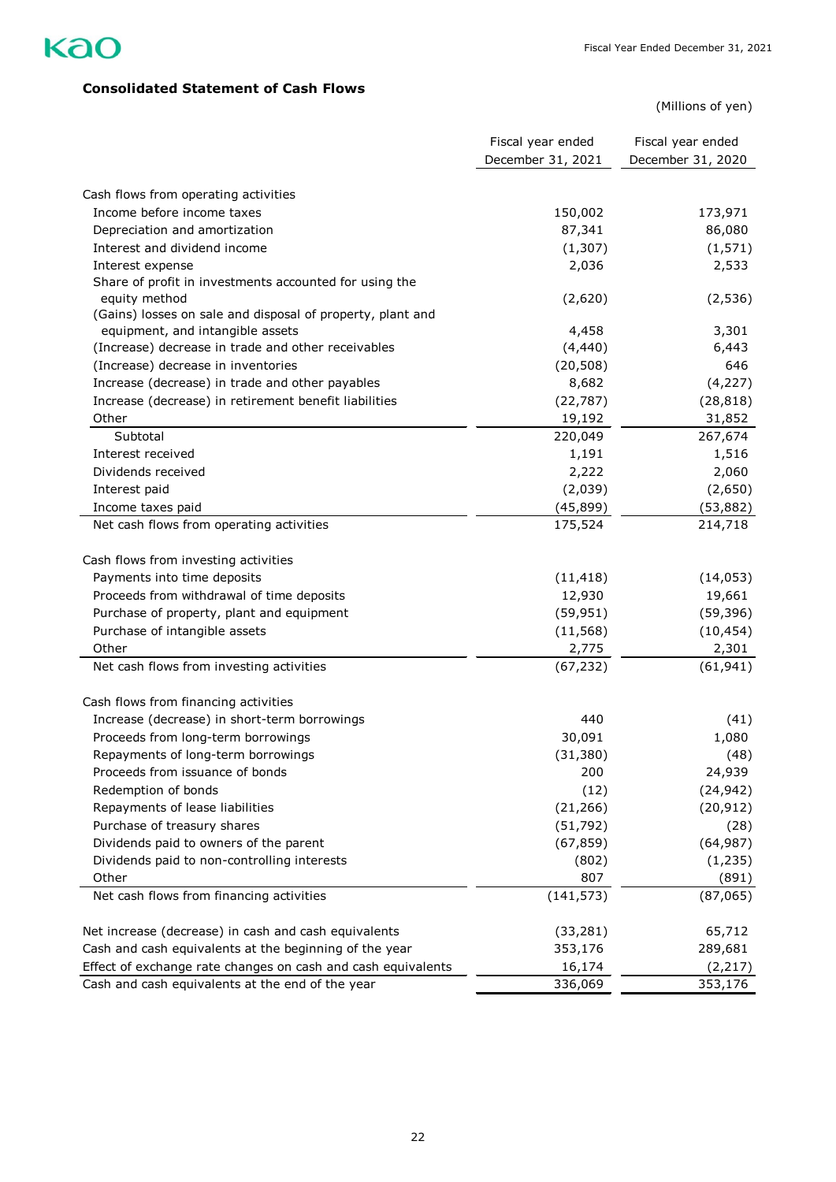### Consolidated Statement of Cash Flows

(Millions of yen)

| | Fiscal year ended December 31, 2021 | Fiscal year ended December 31, 2020 |
|---|---|---|
| Cash flows from operating activities | | |
| Income before income taxes | 150,002 | 173,971 |
| Depreciation and amortization | 87,341 | 86,080 |
| Interest and dividend income | (1,307) | (1,571) |
| Interest expense | 2,036 | 2,533 |
| Share of profit in investments accounted for using the equity method | (2,620) | (2,536) |
| (Gains) losses on sale and disposal of property, plant and equipment, and intangible assets | 4,458 | 3,301 |
| (Increase) decrease in trade and other receivables | (4,440) | 6,443 |
| (Increase) decrease in inventories | (20,508) | 646 |
| Increase (decrease) in trade and other payables | 8,682 | (4,227) |
| Increase (decrease) in retirement benefit liabilities | (22,787) | (28,818) |
| Other | 19,192 | 31,852 |
| Subtotal | 220,049 | 267,674 |
| Interest received | 1,191 | 1,516 |
| Dividends received | 2,222 | 2,060 |
| Interest paid | (2,039) | (2,650) |
| Income taxes paid | (45,899) | (53,882) |
| Net cash flows from operating activities | 175,524 | 214,718 |
| Cash flows from investing activities | | |
| Payments into time deposits | (11,418) | (14,053) |
| Proceeds from withdrawal of time deposits | 12,930 | 19,661 |
| Purchase of property, plant and equipment | (59,951) | (59,396) |
| Purchase of intangible assets | (11,568) | (10,454) |
| Other | 2,775 | 2,301 |
| Net cash flows from investing activities | (67,232) | (61,941) |
| Cash flows from financing activities | | |
| Increase (decrease) in short-term borrowings | 440 | (41) |
| Proceeds from long-term borrowings | 30,091 | 1,080 |
| Repayments of long-term borrowings | (31,380) | (48) |
| Proceeds from issuance of bonds | 200 | 24,939 |
| Redemption of bonds | (12) | (24,942) |
| Repayments of lease liabilities | (21,266) | (20,912) |
| Purchase of treasury shares | (51,792) | (28) |
| Dividends paid to owners of the parent | (67,859) | (64,987) |
| Dividends paid to non-controlling interests | (802) | (1,235) |
| Other | 807 | (891) |
| Net cash flows from financing activities | (141,573) | (87,065) |
| Net increase (decrease) in cash and cash equivalents | (33,281) | 65,712 |
| Cash and cash equivalents at the beginning of the year | 353,176 | 289,681 |
| Effect of exchange rate changes on cash and cash equivalents | 16,174 | (2,217) |
| Cash and cash equivalents at the end of the year | 336,069 | 353,176 |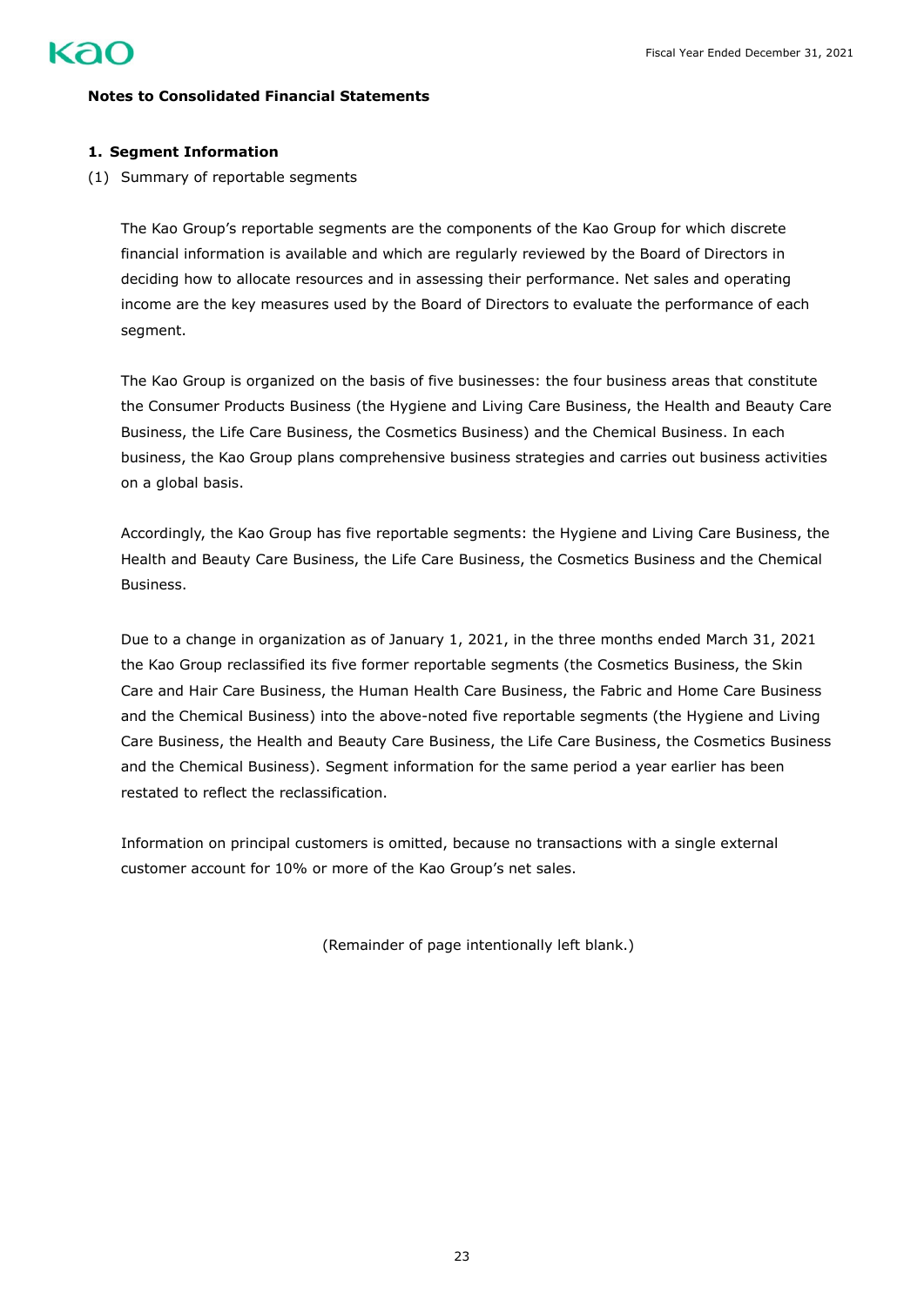**Notes to Consolidated Financial Statements**

**1. Segment Information**

(1) Summary of reportable segments

The Kao Group's reportable segments are the components of the Kao Group for which discrete financial information is available and which are regularly reviewed by the Board of Directors in deciding how to allocate resources and in assessing their performance. Net sales and operating income are the key measures used by the Board of Directors to evaluate the performance of each segment.

The Kao Group is organized on the basis of five businesses: the four business areas that constitute the Consumer Products Business (the Hygiene and Living Care Business, the Health and Beauty Care Business, the Life Care Business, the Cosmetics Business) and the Chemical Business. In each business, the Kao Group plans comprehensive business strategies and carries out business activities on a global basis.

Accordingly, the Kao Group has five reportable segments: the Hygiene and Living Care Business, the Health and Beauty Care Business, the Life Care Business, the Cosmetics Business and the Chemical Business.

Due to a change in organization as of January 1, 2021, in the three months ended March 31, 2021 the Kao Group reclassified its five former reportable segments (the Cosmetics Business, the Skin Care and Hair Care Business, the Human Health Care Business, the Fabric and Home Care Business and the Chemical Business) into the above-noted five reportable segments (the Hygiene and Living Care Business, the Health and Beauty Care Business, the Life Care Business, the Cosmetics Business and the Chemical Business). Segment information for the same period a year earlier has been restated to reflect the reclassification.

Information on principal customers is omitted, because no transactions with a single external customer account for 10% or more of the Kao Group's net sales.

(Remainder of page intentionally left blank.)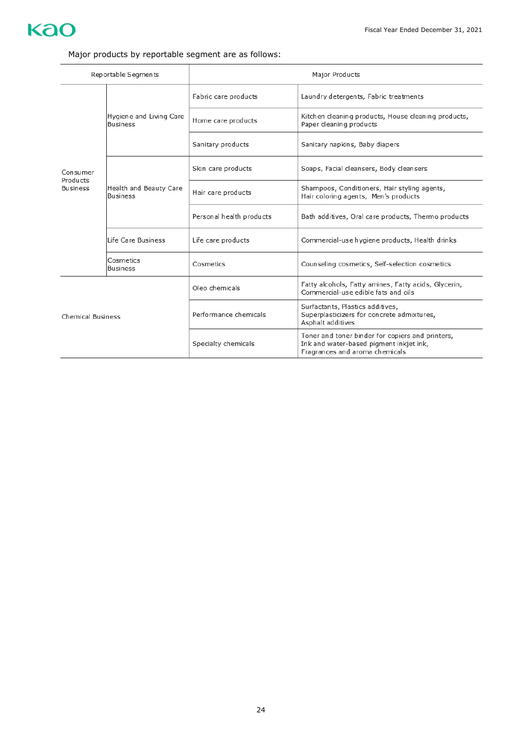Major products by reportable segment are as follows:

| Reportable Segments | | Major Products | |
|---|---|---|---|
| Consumer Products Business | Hygiene and Living Care Business | Fabric care products | Laundry detergents, Fabric treatments |
| | | Home care products | Kitchen cleaning products, House cleaning products, Paper cleaning products |
| | | Sanitary products | Sanitary napkins, Baby diapers |
| | Health and Beauty Care Business | Skin care products | Soaps, Facial cleansers, Body cleansers |
| | | Hair care products | Shampoos, Conditioners, Hair styling agents, Hair coloring agents, Men's products |
| | | Personal health products | Bath additives, Oral care products, Thermo products |
| | Life Care Business | Life care products | Commercial-use hygiene products, Health drinks |
| | Cosmetics Business | Cosmetics | Counseling cosmetics, Self-selection cosmetics |
| Chemical Business | | Oleo chemicals | Fatty alcohols, Fatty amines, Fatty acids, Glycerin, Commercial-use edible fats and oils |
| | | Performance chemicals | Surfactants, Plastics additives, Superplasticizers for concrete admixtures, Asphalt additives |
| | | Specialty chemicals | Toner and toner binder for copiers and printers, Ink and water-based pigment inkjet ink, Fragrances and aroma chemicals |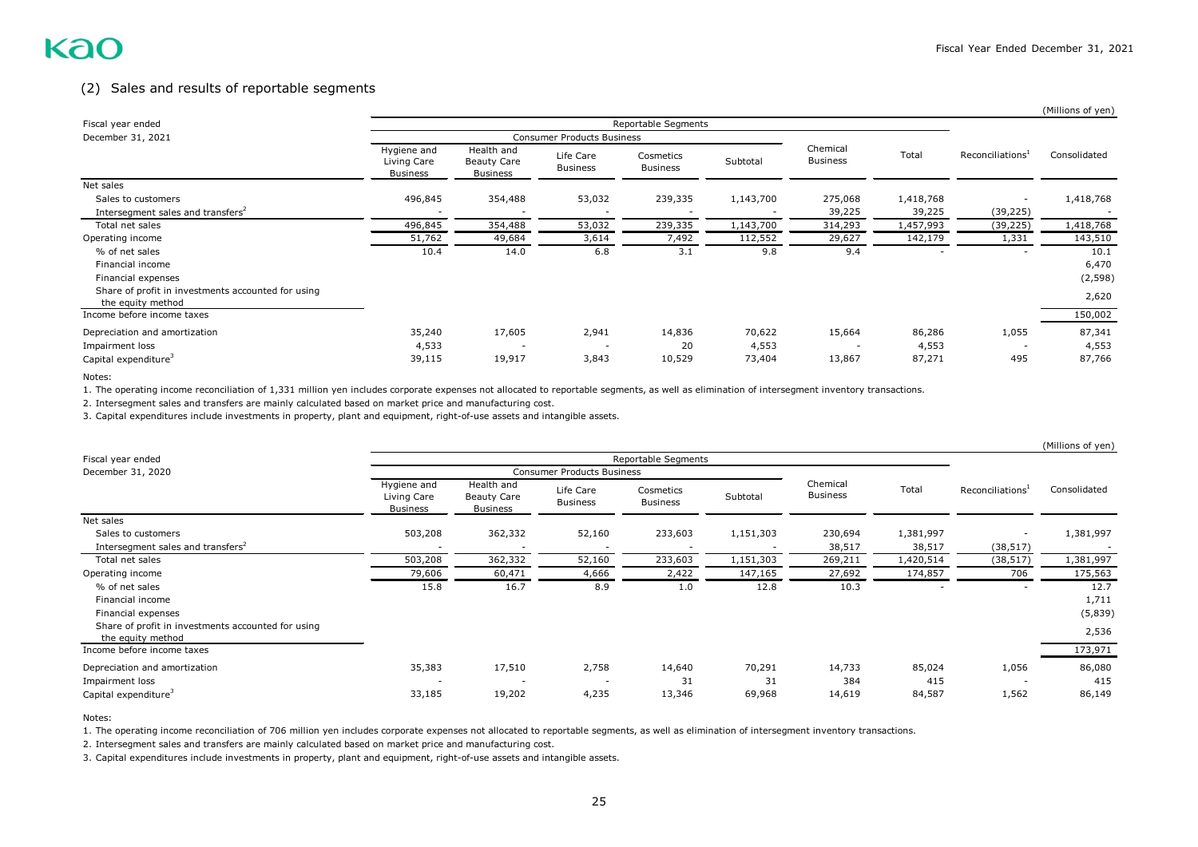## (2) Sales and results of reportable segments

(Millions of yen)

| Fiscal year ended December 31, 2021 | Reportable Segments | | | | | | | | |
|---|---|---|---|---|---|---|---|---|---|
| | Consumer Products Business | | | | | | | | |
| | Hygiene and Living Care Business | Health and Beauty Care Business | Life Care Business | Cosmetics Business | Subtotal | Chemical Business | Total | Reconciliations[1] | Consolidated |
| Net sales | | | | | | | | | |
| Sales to customers | 496,845 | 354,488 | 53,032 | 239,335 | 1,143,700 | 275,068 | 1,418,768 | - | 1,418,768 |
| Intersegment sales and transfers[2] | - | - | - | - | - | 39,225 | 39,225 | (39,225) | - |
| Total net sales | 496,845 | 354,488 | 53,032 | 239,335 | 1,143,700 | 314,293 | 1,457,993 | (39,225) | 1,418,768 |
| Operating income | 51,762 | 49,684 | 3,614 | 7,492 | 112,552 | 29,627 | 142,179 | 1,331 | 143,510 |
| % of net sales | 10.4 | 14.0 | 6.8 | 3.1 | 9.8 | 9.4 | - | - | 10.1 |
| Financial income | | | | | | | | | 6,470 |
| Financial expenses | | | | | | | | | (2,598) |
| Share of profit in investments accounted for using the equity method | | | | | | | | | 2,620 |
| Income before income taxes | | | | | | | | | 150,002 |
| Depreciation and amortization | 35,240 | 17,605 | 2,941 | 14,836 | 70,622 | 15,664 | 86,286 | 1,055 | 87,341 |
| Impairment loss | 4,533 | - | - | 20 | 4,553 | - | 4,553 | - | 4,553 |
| Capital expenditure[3] | 39,115 | 19,917 | 3,843 | 10,529 | 73,404 | 13,867 | 87,271 | 495 | 87,766 |

Notes:

1. The operating income reconciliation of 1,331 million yen includes corporate expenses not allocated to reportable segments, as well as elimination of intersegment inventory transactions.
2. Intersegment sales and transfers are mainly calculated based on market price and manufacturing cost.
3. Capital expenditures include investments in property, plant and equipment, right-of-use assets and intangible assets.

(Millions of yen)

| Fiscal year ended December 31, 2020 | Reportable Segments | | | | | | | | |
|---|---|---|---|---|---|---|---|---|---|
| | Consumer Products Business | | | | | | | | |
| | Hygiene and Living Care Business | Health and Beauty Care Business | Life Care Business | Cosmetics Business | Subtotal | Chemical Business | Total | Reconciliations[1] | Consolidated |
| Net sales | | | | | | | | | |
| Sales to customers | 503,208 | 362,332 | 52,160 | 233,603 | 1,151,303 | 230,694 | 1,381,997 | - | 1,381,997 |
| Intersegment sales and transfers[2] | - | - | - | - | - | 38,517 | 38,517 | (38,517) | - |
| Total net sales | 503,208 | 362,332 | 52,160 | 233,603 | 1,151,303 | 269,211 | 1,420,514 | (38,517) | 1,381,997 |
| Operating income | 79,606 | 60,471 | 4,666 | 2,422 | 147,165 | 27,692 | 174,857 | 706 | 175,563 |
| % of net sales | 15.8 | 16.7 | 8.9 | 1.0 | 12.8 | 10.3 | - | - | 12.7 |
| Financial income | | | | | | | | | 1,711 |
| Financial expenses | | | | | | | | | (5,839) |
| Share of profit in investments accounted for using the equity method | | | | | | | | | 2,536 |
| Income before income taxes | | | | | | | | | 173,971 |
| Depreciation and amortization | 35,383 | 17,510 | 2,758 | 14,640 | 70,291 | 14,733 | 85,024 | 1,056 | 86,080 |
| Impairment loss | - | - | - | 31 | 31 | 384 | 415 | - | 415 |
| Capital expenditure[3] | 33,185 | 19,202 | 4,235 | 13,346 | 69,968 | 14,619 | 84,587 | 1,562 | 86,149 |

Notes:

1. The operating income reconciliation of 706 million yen includes corporate expenses not allocated to reportable segments, as well as elimination of intersegment inventory transactions.
2. Intersegment sales and transfers are mainly calculated based on market price and manufacturing cost.
3. Capital expenditures include investments in property, plant and equipment, right-of-use assets and intangible assets.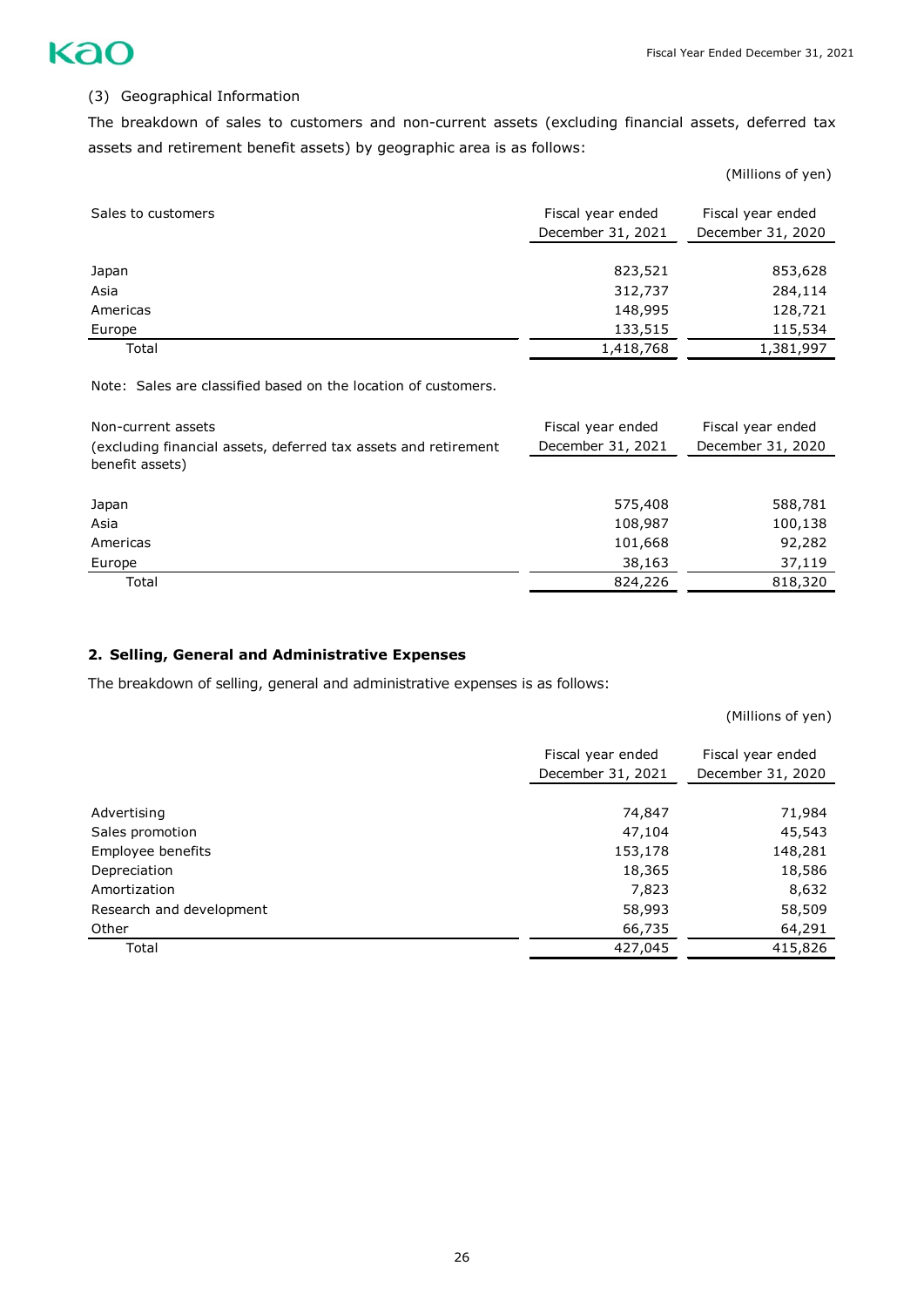(3) Geographical Information

The breakdown of sales to customers and non-current assets (excluding financial assets, deferred tax assets and retirement benefit assets) by geographic area is as follows:

(Millions of yen)

| Sales to customers | Fiscal year ended December 31, 2021 | Fiscal year ended December 31, 2020 |
|---|---|---|
| Japan | 823,521 | 853,628 |
| Asia | 312,737 | 284,114 |
| Americas | 148,995 | 128,721 |
| Europe | 133,515 | 115,534 |
| Total | 1,418,768 | 1,381,997 |

Note: Sales are classified based on the location of customers.

| Non-current assets (excluding financial assets, deferred tax assets and retirement benefit assets) | Fiscal year ended December 31, 2021 | Fiscal year ended December 31, 2020 |
|---|---|---|
| Japan | 575,408 | 588,781 |
| Asia | 108,987 | 100,138 |
| Americas | 101,668 | 92,282 |
| Europe | 38,163 | 37,119 |
| Total | 824,226 | 818,320 |

## 2. Selling, General and Administrative Expenses

The breakdown of selling, general and administrative expenses is as follows:

(Millions of yen)

| | Fiscal year ended December 31, 2021 | Fiscal year ended December 31, 2020 |
|---|---|---|
| Advertising | 74,847 | 71,984 |
| Sales promotion | 47,104 | 45,543 |
| Employee benefits | 153,178 | 148,281 |
| Depreciation | 18,365 | 18,586 |
| Amortization | 7,823 | 8,632 |
| Research and development | 58,993 | 58,509 |
| Other | 66,735 | 64,291 |
| Total | 427,045 | 415,826 |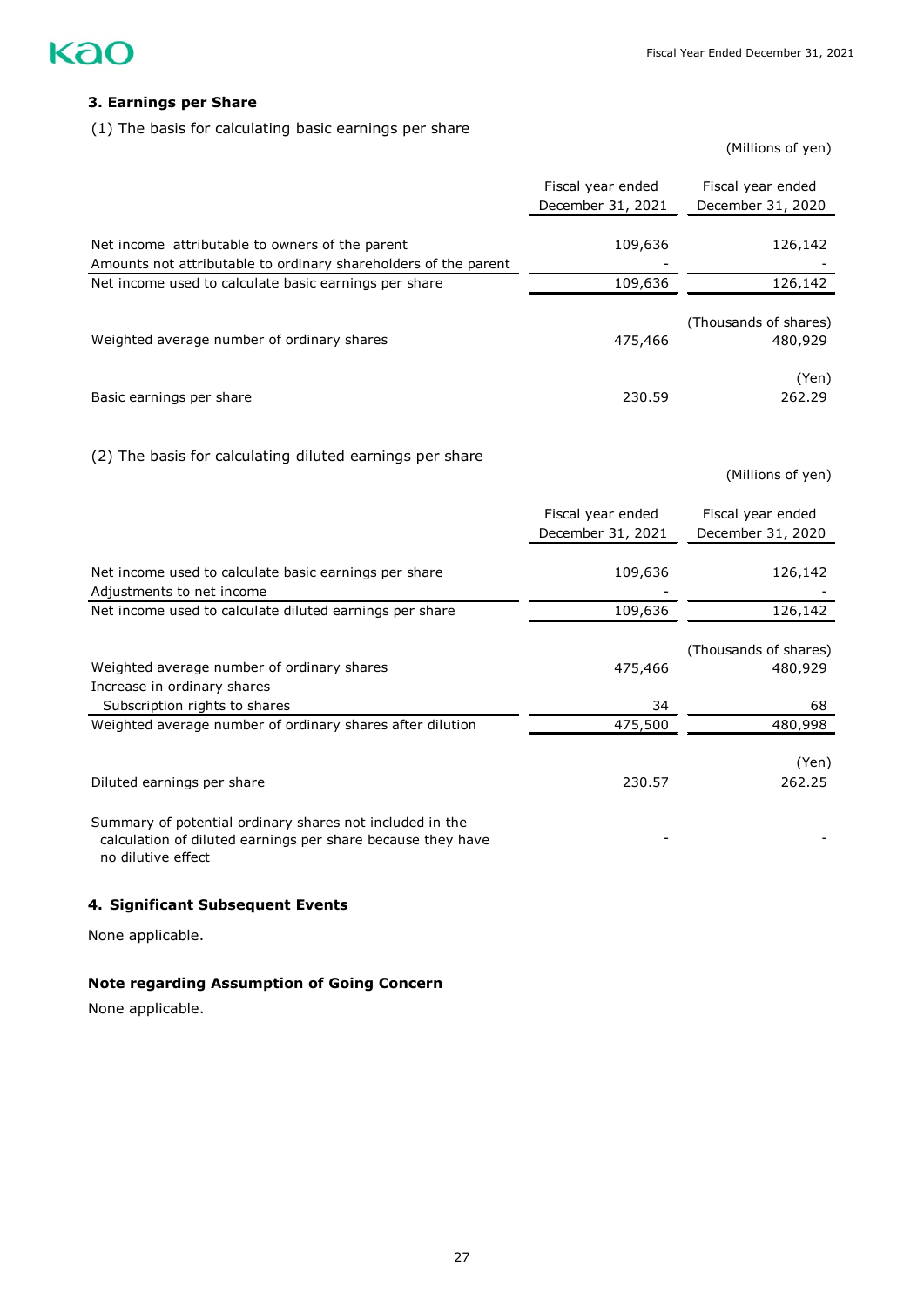### 3. Earnings per Share

(1) The basis for calculating basic earnings per share

(Millions of yen)

| | Fiscal year ended December 31, 2021 | Fiscal year ended December 31, 2020 |
|---|---|---|
| Net income attributable to owners of the parent | 109,636 | 126,142 |
| Amounts not attributable to ordinary shareholders of the parent | - | - |
| Net income used to calculate basic earnings per share | 109,636 | 126,142 |
| | | (Thousands of shares) |
| Weighted average number of ordinary shares | 475,466 | 480,929 |
| | | (Yen) |
| Basic earnings per share | 230.59 | 262.29 |

(2) The basis for calculating diluted earnings per share

(Millions of yen)

| | Fiscal year ended December 31, 2021 | Fiscal year ended December 31, 2020 |
|---|---|---|
| Net income used to calculate basic earnings per share | 109,636 | 126,142 |
| Adjustments to net income | - | - |
| Net income used to calculate diluted earnings per share | 109,636 | 126,142 |
| | | (Thousands of shares) |
| Weighted average number of ordinary shares | 475,466 | 480,929 |
| Increase in ordinary shares | | |
| Subscription rights to shares | 34 | 68 |
| Weighted average number of ordinary shares after dilution | 475,500 | 480,998 |
| | | (Yen) |
| Diluted earnings per share | 230.57 | 262.25 |
| Summary of potential ordinary shares not included in the calculation of diluted earnings per share because they have no dilutive effect | - | - |

### 4. Significant Subsequent Events

None applicable.

### Note regarding Assumption of Going Concern

None applicable.